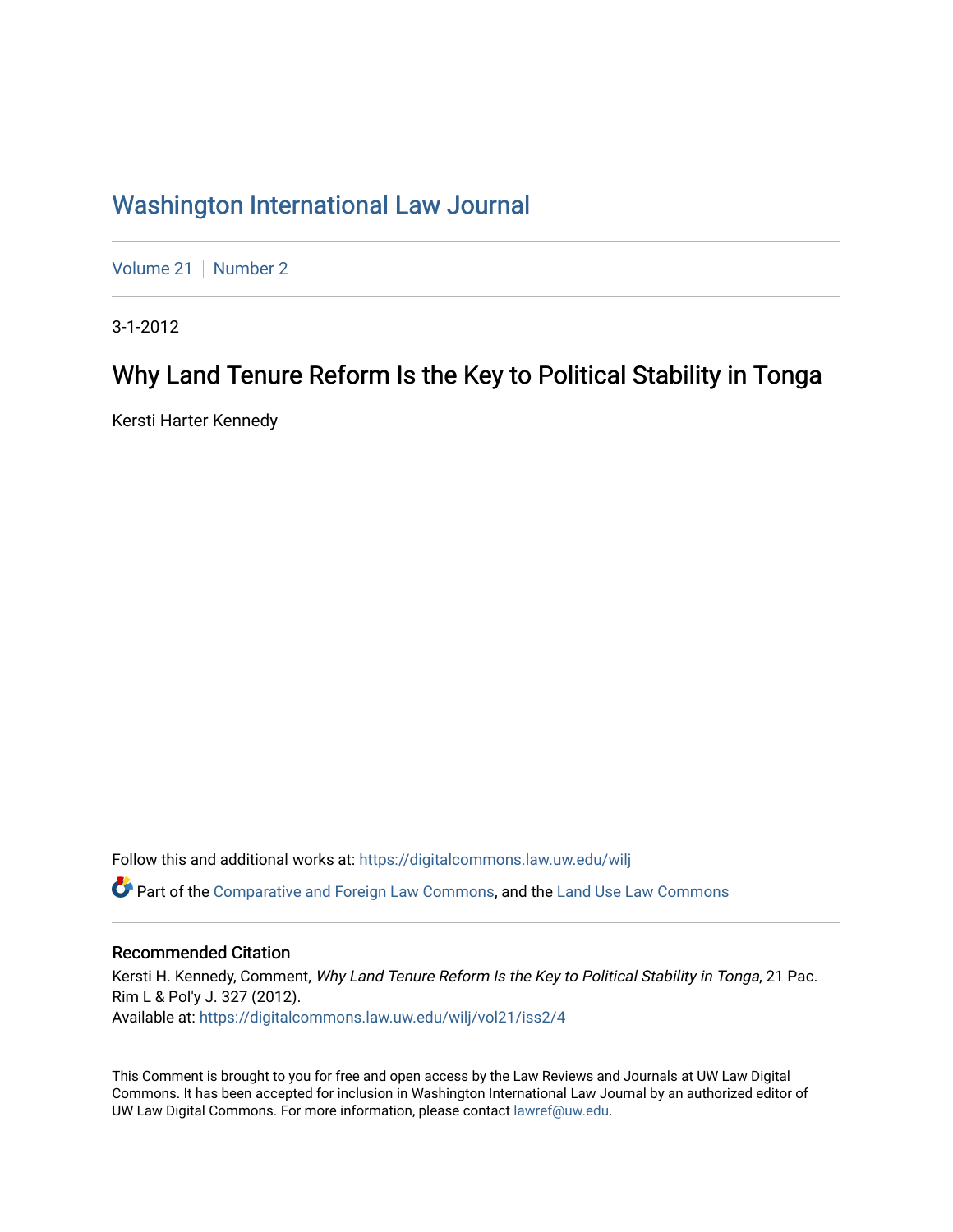# Washington International Law Journal

Volume 21 | Number 2

3-1-2012

## Why Land Tenure Reform Is the Key to Political Stability in Tonga

Kersti Harter Kennedy

Follow this and additional works at: https://digitalcommons.law.uw.edu/wilj

Part of the Comparative and Foreign Law Commons, and the Land Use Law Commons

### Recommended Citation

Kersti H. Kennedy, Comment, *Why Land Tenure Reform Is the Key to Political Stability in Tonga*, 21 Pac. Rim L & Pol'y J. 327 (2012).
Available at: https://digitalcommons.law.uw.edu/wilj/vol21/iss2/4

This Comment is brought to you for free and open access by the Law Reviews and Journals at UW Law Digital Commons. It has been accepted for inclusion in Washington International Law Journal by an authorized editor of UW Law Digital Commons. For more information, please contact lawref@uw.edu.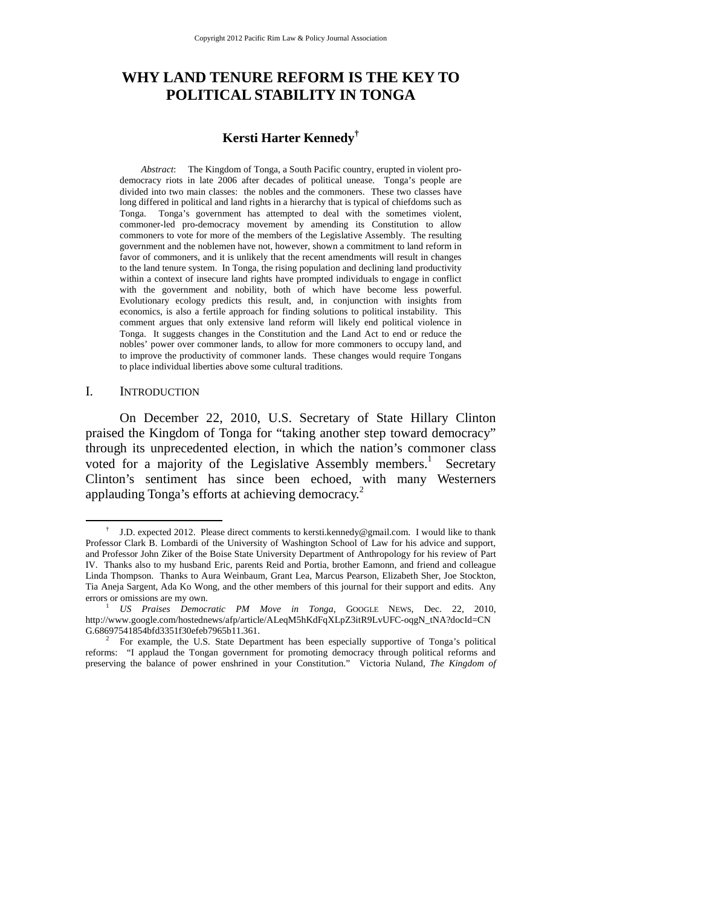# WHY LAND TENURE REFORM IS THE KEY TO POLITICAL STABILITY IN TONGA

## Kersti Harter Kennedy[†]

*Abstract*: The Kingdom of Tonga, a South Pacific country, erupted in violent pro-democracy riots in late 2006 after decades of political unease. Tonga's people are divided into two main classes: the nobles and the commoners. These two classes have long differed in political and land rights in a hierarchy that is typical of chiefdoms such as Tonga. Tonga's government has attempted to deal with the sometimes violent, commoner-led pro-democracy movement by amending its Constitution to allow commoners to vote for more of the members of the Legislative Assembly. The resulting government and the noblemen have not, however, shown a commitment to land reform in favor of commoners, and it is unlikely that the recent amendments will result in changes to the land tenure system. In Tonga, the rising population and declining land productivity within a context of insecure land rights have prompted individuals to engage in conflict with the government and nobility, both of which have become less powerful. Evolutionary ecology predicts this result, and, in conjunction with insights from economics, is also a fertile approach for finding solutions to political instability. This comment argues that only extensive land reform will likely end political violence in Tonga. It suggests changes in the Constitution and the Land Act to end or reduce the nobles' power over commoner lands, to allow for more commoners to occupy land, and to improve the productivity of commoner lands. These changes would require Tongans to place individual liberties above some cultural traditions.

## I. INTRODUCTION

On December 22, 2010, U.S. Secretary of State Hillary Clinton praised the Kingdom of Tonga for "taking another step toward democracy" through its unprecedented election, in which the nation's commoner class voted for a majority of the Legislative Assembly members.[1] Secretary Clinton's sentiment has since been echoed, with many Westerners applauding Tonga's efforts at achieving democracy.[2]

---

[†] J.D. expected 2012. Please direct comments to kersti.kennedy@gmail.com. I would like to thank Professor Clark B. Lombardi of the University of Washington School of Law for his advice and support, and Professor John Ziker of the Boise State University Department of Anthropology for his review of Part IV. Thanks also to my husband Eric, parents Reid and Portia, brother Eamonn, and friend and colleague Linda Thompson. Thanks to Aura Weinbaum, Grant Lea, Marcus Pearson, Elizabeth Sher, Joe Stockton, Tia Aneja Sargent, Ada Ko Wong, and the other members of this journal for their support and edits. Any errors or omissions are my own.

[1] *US Praises Democratic PM Move in Tonga*, GOOGLE NEWS, Dec. 22, 2010, http://www.google.com/hostednews/afp/article/ALeqM5hKdFqXLpZ3itR9LvUFC-oqgN_tNA?docId=CNG.68697541854bfd3351f30efeb7965b11.361.

[2] For example, the U.S. State Department has been especially supportive of Tonga's political reforms: "I applaud the Tongan government for promoting democracy through political reforms and preserving the balance of power enshrined in your Constitution." Victoria Nuland, *The Kingdom of*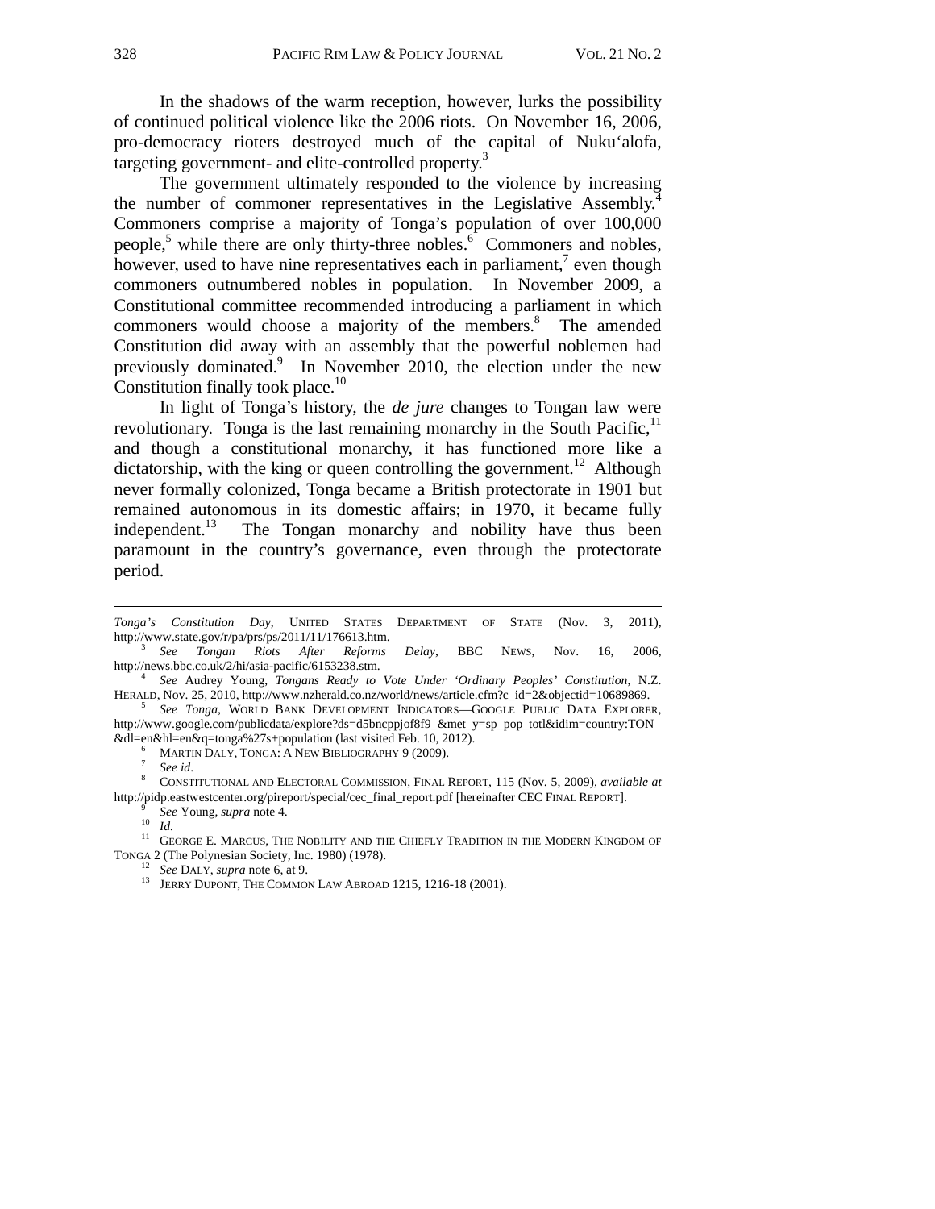In the shadows of the warm reception, however, lurks the possibility of continued political violence like the 2006 riots. On November 16, 2006, pro-democracy rioters destroyed much of the capital of Nuku‘alofa, targeting government- and elite-controlled property.[3]

The government ultimately responded to the violence by increasing the number of commoner representatives in the Legislative Assembly.[4] Commoners comprise a majority of Tonga's population of over 100,000 people,[5] while there are only thirty-three nobles.[6] Commoners and nobles, however, used to have nine representatives each in parliament,[7] even though commoners outnumbered nobles in population. In November 2009, a Constitutional committee recommended introducing a parliament in which commoners would choose a majority of the members.[8] The amended Constitution did away with an assembly that the powerful noblemen had previously dominated.[9] In November 2010, the election under the new Constitution finally took place.[10]

In light of Tonga's history, the *de jure* changes to Tongan law were revolutionary. Tonga is the last remaining monarchy in the South Pacific,[11] and though a constitutional monarchy, it has functioned more like a dictatorship, with the king or queen controlling the government.[12] Although never formally colonized, Tonga became a British protectorate in 1901 but remained autonomous in its domestic affairs; in 1970, it became fully independent.[13] The Tongan monarchy and nobility have thus been paramount in the country's governance, even through the protectorate period.

---

*Tonga's Constitution Day*, UNITED STATES DEPARTMENT OF STATE (Nov. 3, 2011), http://www.state.gov/r/pa/prs/ps/2011/11/176613.htm.

[3] *See Tongan Riots After Reforms Delay*, BBC NEWS, Nov. 16, 2006, http://news.bbc.co.uk/2/hi/asia-pacific/6153238.stm.

[4] *See* Audrey Young, *Tongans Ready to Vote Under 'Ordinary Peoples' Constitution*, N.Z. HERALD, Nov. 25, 2010, http://www.nzherald.co.nz/world/news/article.cfm?c_id=2&objectid=10689869.

[5] *See Tonga*, WORLD BANK DEVELOPMENT INDICATORS—GOOGLE PUBLIC DATA EXPLORER, http://www.google.com/publicdata/explore?ds=d5bncppjof8f9_&met_y=sp_pop_totl&idim=country:TON&dl=en&hl=en&q=tonga%27s+population (last visited Feb. 10, 2012).

[6] MARTIN DALY, TONGA: A NEW BIBLIOGRAPHY 9 (2009).

[7] *See id*.

[8] CONSTITUTIONAL AND ELECTORAL COMMISSION, FINAL REPORT, 115 (Nov. 5, 2009), *available at* http://pidp.eastwestcenter.org/pireport/special/cec_final_report.pdf [hereinafter CEC FINAL REPORT].

[9] *See* Young, *supra* note 4.

[10] *Id.*

[11] GEORGE E. MARCUS, THE NOBILITY AND THE CHIEFLY TRADITION IN THE MODERN KINGDOM OF TONGA 2 (The Polynesian Society, Inc. 1980) (1978).

[12] *See* DALY, *supra* note 6, at 9.

[13] JERRY DUPONT, THE COMMON LAW ABROAD 1215, 1216-18 (2001).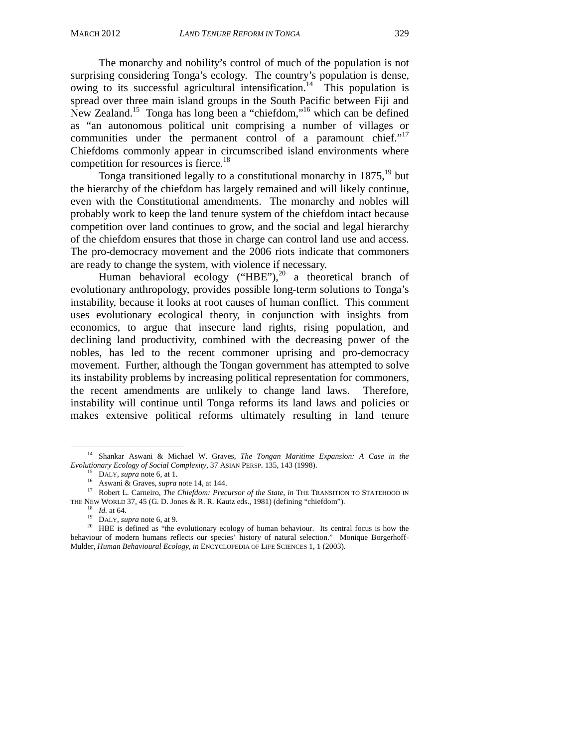The monarchy and nobility's control of much of the population is not surprising considering Tonga's ecology. The country's population is dense, owing to its successful agricultural intensification.[14] This population is spread over three main island groups in the South Pacific between Fiji and New Zealand.[15] Tonga has long been a "chiefdom,"[16] which can be defined as "an autonomous political unit comprising a number of villages or communities under the permanent control of a paramount chief."[17] Chiefdoms commonly appear in circumscribed island environments where competition for resources is fierce.[18]

Tonga transitioned legally to a constitutional monarchy in 1875,[19] but the hierarchy of the chiefdom has largely remained and will likely continue, even with the Constitutional amendments. The monarchy and nobles will probably work to keep the land tenure system of the chiefdom intact because competition over land continues to grow, and the social and legal hierarchy of the chiefdom ensures that those in charge can control land use and access. The pro-democracy movement and the 2006 riots indicate that commoners are ready to change the system, with violence if necessary.

Human behavioral ecology ("HBE"),[20] a theoretical branch of evolutionary anthropology, provides possible long-term solutions to Tonga's instability, because it looks at root causes of human conflict. This comment uses evolutionary ecological theory, in conjunction with insights from economics, to argue that insecure land rights, rising population, and declining land productivity, combined with the decreasing power of the nobles, has led to the recent commoner uprising and pro-democracy movement. Further, although the Tongan government has attempted to solve its instability problems by increasing political representation for commoners, the recent amendments are unlikely to change land laws. Therefore, instability will continue until Tonga reforms its land laws and policies or makes extensive political reforms ultimately resulting in land tenure

---

[14] Shankar Aswani & Michael W. Graves, *The Tongan Maritime Expansion: A Case in the Evolutionary Ecology of Social Complexity*, 37 ASIAN PERSP. 135, 143 (1998).

[15] DALY, *supra* note 6, at 1.

[16] Aswani & Graves, *supra* note 14, at 144.

[17] Robert L. Carneiro, *The Chiefdom: Precursor of the State*, *in* THE TRANSITION TO STATEHOOD IN THE NEW WORLD 37, 45 (G. D. Jones & R. R. Kautz eds., 1981) (defining "chiefdom").

[18] *Id.* at 64.

[19] DALY, *supra* note 6, at 9.

[20] HBE is defined as "the evolutionary ecology of human behaviour. Its central focus is how the behaviour of modern humans reflects our species' history of natural selection." Monique Borgerhoff-Mulder, *Human Behavioural Ecology*, *in* ENCYCLOPEDIA OF LIFE SCIENCES 1, 1 (2003).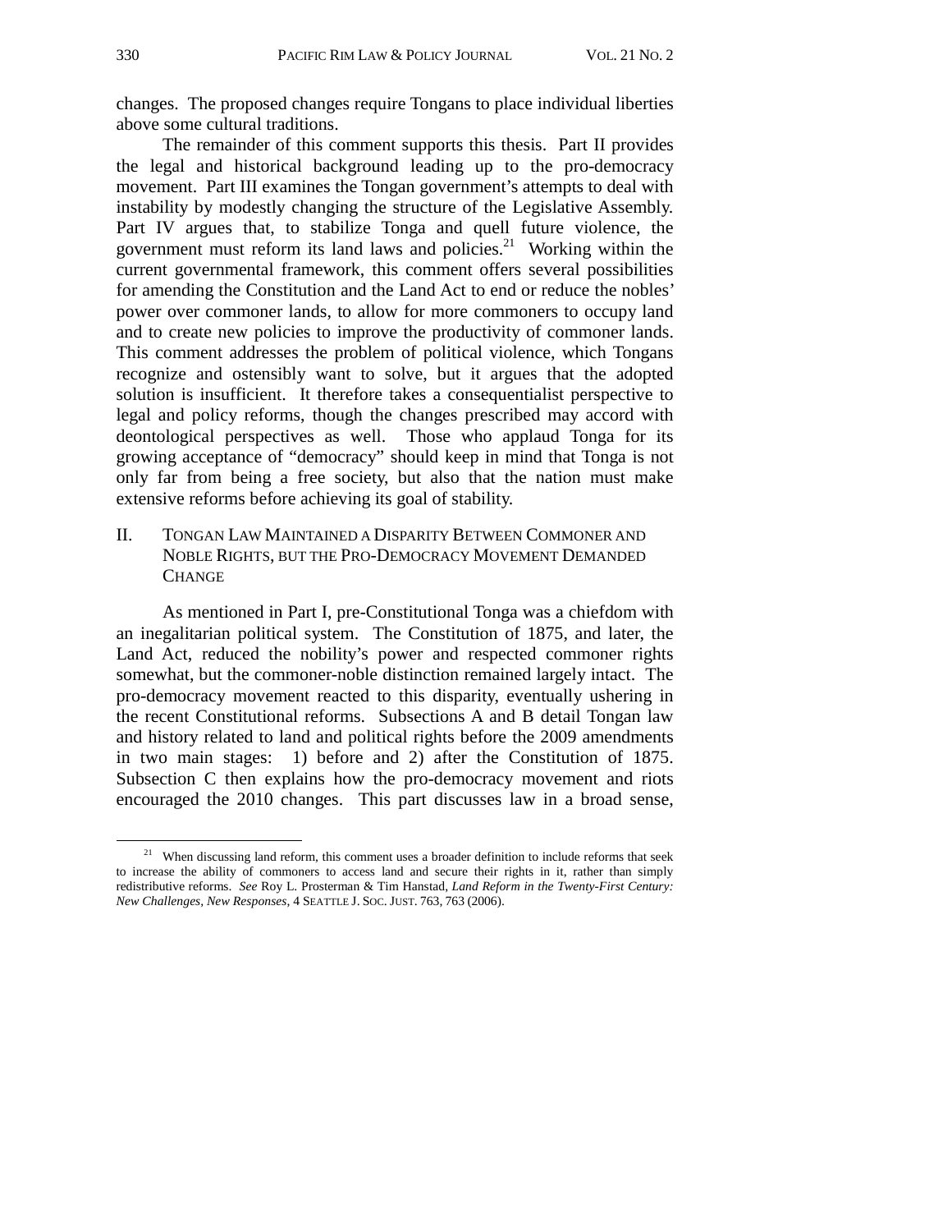changes. The proposed changes require Tongans to place individual liberties above some cultural traditions.

The remainder of this comment supports this thesis. Part II provides the legal and historical background leading up to the pro-democracy movement. Part III examines the Tongan government's attempts to deal with instability by modestly changing the structure of the Legislative Assembly. Part IV argues that, to stabilize Tonga and quell future violence, the government must reform its land laws and policies.[21] Working within the current governmental framework, this comment offers several possibilities for amending the Constitution and the Land Act to end or reduce the nobles' power over commoner lands, to allow for more commoners to occupy land and to create new policies to improve the productivity of commoner lands. This comment addresses the problem of political violence, which Tongans recognize and ostensibly want to solve, but it argues that the adopted solution is insufficient. It therefore takes a consequentialist perspective to legal and policy reforms, though the changes prescribed may accord with deontological perspectives as well. Those who applaud Tonga for its growing acceptance of "democracy" should keep in mind that Tonga is not only far from being a free society, but also that the nation must make extensive reforms before achieving its goal of stability.

## II. Tongan Law Maintained a Disparity Between Commoner and Noble Rights, but the Pro-Democracy Movement Demanded Change

As mentioned in Part I, pre-Constitutional Tonga was a chiefdom with an inegalitarian political system. The Constitution of 1875, and later, the Land Act, reduced the nobility's power and respected commoner rights somewhat, but the commoner-noble distinction remained largely intact. The pro-democracy movement reacted to this disparity, eventually ushering in the recent Constitutional reforms. Subsections A and B detail Tongan law and history related to land and political rights before the 2009 amendments in two main stages: 1) before and 2) after the Constitution of 1875. Subsection C then explains how the pro-democracy movement and riots encouraged the 2010 changes. This part discusses law in a broad sense,

---

[21] When discussing land reform, this comment uses a broader definition to include reforms that seek to increase the ability of commoners to access land and secure their rights in it, rather than simply redistributive reforms. *See* Roy L. Prosterman & Tim Hanstad, *Land Reform in the Twenty-First Century: New Challenges, New Responses*, 4 SEATTLE J. SOC. JUST. 763, 763 (2006).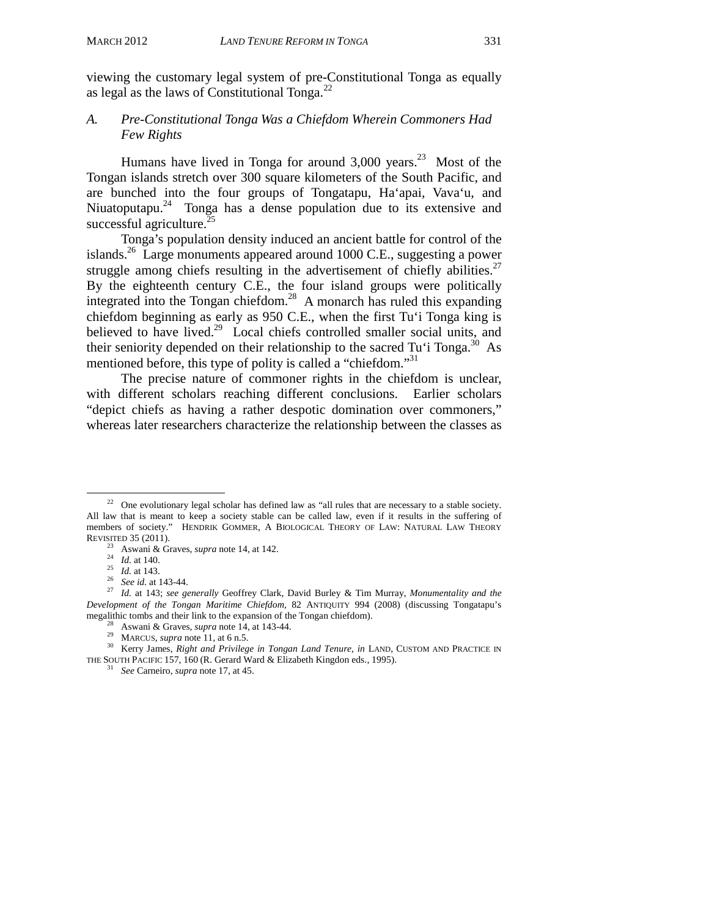viewing the customary legal system of pre-Constitutional Tonga as equally as legal as the laws of Constitutional Tonga.[22]

### *A. Pre-Constitutional Tonga Was a Chiefdom Wherein Commoners Had Few Rights*

Humans have lived in Tonga for around 3,000 years.[23] Most of the Tongan islands stretch over 300 square kilometers of the South Pacific, and are bunched into the four groups of Tongatapu, Ha'apai, Vava'u, and Niuatoputapu.[24] Tonga has a dense population due to its extensive and successful agriculture.[25]

Tonga's population density induced an ancient battle for control of the islands.[26] Large monuments appeared around 1000 C.E., suggesting a power struggle among chiefs resulting in the advertisement of chiefly abilities.[27] By the eighteenth century C.E., the four island groups were politically integrated into the Tongan chiefdom.[28] A monarch has ruled this expanding chiefdom beginning as early as 950 C.E., when the first Tu'i Tonga king is believed to have lived.[29] Local chiefs controlled smaller social units, and their seniority depended on their relationship to the sacred Tu'i Tonga.[30] As mentioned before, this type of polity is called a "chiefdom."[31]

The precise nature of commoner rights in the chiefdom is unclear, with different scholars reaching different conclusions. Earlier scholars "depict chiefs as having a rather despotic domination over commoners," whereas later researchers characterize the relationship between the classes as

---

[22] One evolutionary legal scholar has defined law as "all rules that are necessary to a stable society. All law that is meant to keep a society stable can be called law, even if it results in the suffering of members of society." HENDRIK GOMMER, A BIOLOGICAL THEORY OF LAW: NATURAL LAW THEORY REVISITED 35 (2011).

[23] Aswani & Graves, *supra* note 14, at 142.

[24] *Id.* at 140.

[25] *Id.* at 143.

[26] *See id.* at 143-44.

[27] *Id.* at 143; *see generally* Geoffrey Clark, David Burley & Tim Murray, *Monumentality and the Development of the Tongan Maritime Chiefdom*, 82 ANTIQUITY 994 (2008) (discussing Tongatapu's megalithic tombs and their link to the expansion of the Tongan chiefdom).

[28] Aswani & Graves, *supra* note 14, at 143-44.

[29] MARCUS, *supra* note 11, at 6 n.5.

[30] Kerry James, *Right and Privilege in Tongan Land Tenure*, *in* LAND, CUSTOM AND PRACTICE IN THE SOUTH PACIFIC 157, 160 (R. Gerard Ward & Elizabeth Kingdon eds., 1995).

[31] *See* Carneiro, *supra* note 17, at 45.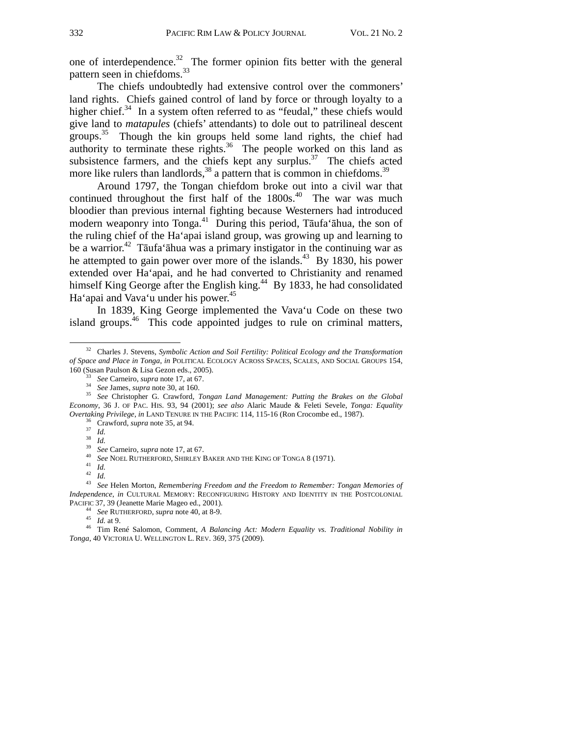one of interdependence.[32] The former opinion fits better with the general pattern seen in chiefdoms.[33]

The chiefs undoubtedly had extensive control over the commoners' land rights. Chiefs gained control of land by force or through loyalty to a higher chief.[34] In a system often referred to as "feudal," these chiefs would give land to *matapules* (chiefs' attendants) to dole out to patrilineal descent groups.[35] Though the kin groups held some land rights, the chief had authority to terminate these rights.[36] The people worked on this land as subsistence farmers, and the chiefs kept any surplus.[37] The chiefs acted more like rulers than landlords,[38] a pattern that is common in chiefdoms.[39]

Around 1797, the Tongan chiefdom broke out into a civil war that continued throughout the first half of the 1800s.[40] The war was much bloodier than previous internal fighting because Westerners had introduced modern weaponry into Tonga.[41] During this period, Tāufa'āhua, the son of the ruling chief of the Ha'apai island group, was growing up and learning to be a warrior.[42] Tāufa'āhua was a primary instigator in the continuing war as he attempted to gain power over more of the islands.[43] By 1830, his power extended over Ha'apai, and he had converted to Christianity and renamed himself King George after the English king.[44] By 1833, he had consolidated Ha'apai and Vava'u under his power.[45]

In 1839, King George implemented the Vava'u Code on these two island groups.[46] This code appointed judges to rule on criminal matters,

---

[32] Charles J. Stevens, *Symbolic Action and Soil Fertility: Political Ecology and the Transformation of Space and Place in Tonga*, *in* POLITICAL ECOLOGY ACROSS SPACES, SCALES, AND SOCIAL GROUPS 154, 160 (Susan Paulson & Lisa Gezon eds., 2005).

[33] *See* Carneiro, *supra* note 17, at 67.

[34] *See* James, *supra* note 30, at 160.

[35] *See* Christopher G. Crawford, *Tongan Land Management: Putting the Brakes on the Global Economy*, 36 J. OF PAC. HIS. 93, 94 (2001); *see also* Alaric Maude & Feleti Sevele, *Tonga: Equality Overtaking Privilege*, *in* LAND TENURE IN THE PACIFIC 114, 115-16 (Ron Crocombe ed., 1987).

[36] Crawford, *supra* note 35, at 94.

[37] *Id.*

[38] *Id.*

[39] *See* Carneiro, *supra* note 17, at 67.

[40] *See* NOEL RUTHERFORD, SHIRLEY BAKER AND THE KING OF TONGA 8 (1971).

[41] *Id.*

[42] *Id.*

[43] *See* Helen Morton, *Remembering Freedom and the Freedom to Remember: Tongan Memories of Independence*, *in* CULTURAL MEMORY: RECONFIGURING HISTORY AND IDENTITY IN THE POSTCOLONIAL PACIFIC 37, 39 (Jeanette Marie Mageo ed., 2001).

[44] *See* RUTHERFORD, *supra* note 40, at 8-9.

[45] *Id.* at 9.

[46] Tim René Salomon, Comment, *A Balancing Act: Modern Equality vs. Traditional Nobility in Tonga*, 40 VICTORIA U. WELLINGTON L. REV. 369, 375 (2009).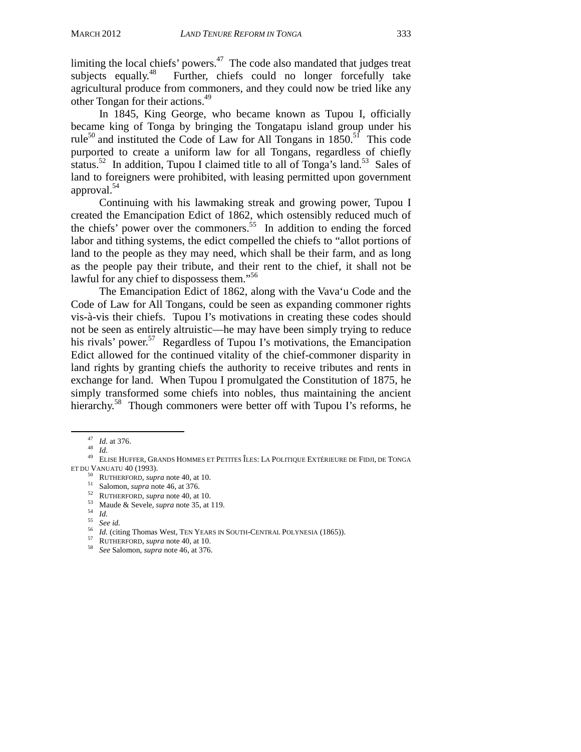limiting the local chiefs' powers.[47] The code also mandated that judges treat subjects equally.[48] Further, chiefs could no longer forcefully take agricultural produce from commoners, and they could now be tried like any other Tongan for their actions.[49]

In 1845, King George, who became known as Tupou I, officially became king of Tonga by bringing the Tongatapu island group under his rule[50] and instituted the Code of Law for All Tongans in 1850.[51] This code purported to create a uniform law for all Tongans, regardless of chiefly status.[52] In addition, Tupou I claimed title to all of Tonga's land.[53] Sales of land to foreigners were prohibited, with leasing permitted upon government approval.[54]

Continuing with his lawmaking streak and growing power, Tupou I created the Emancipation Edict of 1862, which ostensibly reduced much of the chiefs' power over the commoners.[55] In addition to ending the forced labor and tithing systems, the edict compelled the chiefs to "allot portions of land to the people as they may need, which shall be their farm, and as long as the people pay their tribute, and their rent to the chief, it shall not be lawful for any chief to dispossess them."[56]

The Emancipation Edict of 1862, along with the Vava'u Code and the Code of Law for All Tongans, could be seen as expanding commoner rights vis-à-vis their chiefs. Tupou I's motivations in creating these codes should not be seen as entirely altruistic—he may have been simply trying to reduce his rivals' power.[57] Regardless of Tupou I's motivations, the Emancipation Edict allowed for the continued vitality of the chief-commoner disparity in land rights by granting chiefs the authority to receive tributes and rents in exchange for land. When Tupou I promulgated the Constitution of 1875, he simply transformed some chiefs into nobles, thus maintaining the ancient hierarchy.[58] Though commoners were better off with Tupou I's reforms, he

---

[47] *Id.* at 376.
[48] *Id.*
[49] ELISE HUFFER, GRANDS HOMMES ET PETITES ÎLES: LA POLITIQUE EXTÉRIEURE DE FIDJI, DE TONGA ET DU VANUATU 40 (1993).
[50] RUTHERFORD, *supra* note 40, at 10.
[51] Salomon, *supra* note 46, at 376.
[52] RUTHERFORD, *supra* note 40, at 10.
[53] Maude & Sevele, *supra* note 35, at 119.
[54] *Id.*
[55] *See id.*
[56] *Id.* (citing Thomas West, TEN YEARS IN SOUTH-CENTRAL POLYNESIA (1865)).
[57] RUTHERFORD, *supra* note 40, at 10.
[58] *See* Salomon, *supra* note 46, at 376.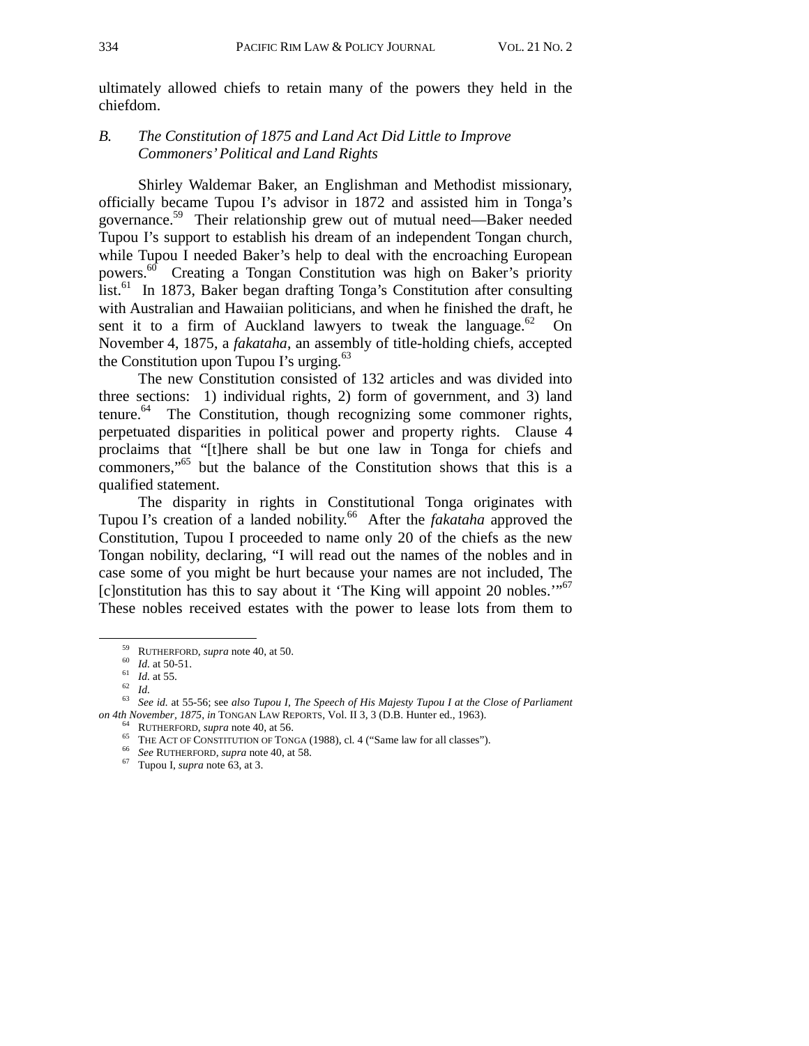ultimately allowed chiefs to retain many of the powers they held in the chiefdom.

### *B. The Constitution of 1875 and Land Act Did Little to Improve Commoners' Political and Land Rights*

Shirley Waldemar Baker, an Englishman and Methodist missionary, officially became Tupou I's advisor in 1872 and assisted him in Tonga's governance.[59] Their relationship grew out of mutual need—Baker needed Tupou I's support to establish his dream of an independent Tongan church, while Tupou I needed Baker's help to deal with the encroaching European powers.[60] Creating a Tongan Constitution was high on Baker's priority list.[61] In 1873, Baker began drafting Tonga's Constitution after consulting with Australian and Hawaiian politicians, and when he finished the draft, he sent it to a firm of Auckland lawyers to tweak the language.[62] On November 4, 1875, a *fakataha*, an assembly of title-holding chiefs, accepted the Constitution upon Tupou I's urging.[63]

The new Constitution consisted of 132 articles and was divided into three sections: 1) individual rights, 2) form of government, and 3) land tenure.[64] The Constitution, though recognizing some commoner rights, perpetuated disparities in political power and property rights. Clause 4 proclaims that "[t]here shall be but one law in Tonga for chiefs and commoners,"[65] but the balance of the Constitution shows that this is a qualified statement.

The disparity in rights in Constitutional Tonga originates with Tupou I's creation of a landed nobility.[66] After the *fakataha* approved the Constitution, Tupou I proceeded to name only 20 of the chiefs as the new Tongan nobility, declaring, "I will read out the names of the nobles and in case some of you might be hurt because your names are not included, The [c]onstitution has this to say about it 'The King will appoint 20 nobles.'"[67] These nobles received estates with the power to lease lots from them to

---

[59] RUTHERFORD, *supra* note 40, at 50.

[60] *Id.* at 50-51.

[61] *Id.* at 55.

[62] *Id.*

[63] *See id.* at 55-56; see *also Tupou I, The Speech of His Majesty Tupou I at the Close of Parliament on 4th November, 1875*, *in* TONGAN LAW REPORTS, Vol. II 3, 3 (D.B. Hunter ed., 1963).

[64] RUTHERFORD, *supra* note 40, at 56.

[65] THE ACT OF CONSTITUTION OF TONGA (1988), cl. 4 ("Same law for all classes").

[66] *See* RUTHERFORD, *supra* note 40, at 58.

[67] Tupou I, *supra* note 63, at 3.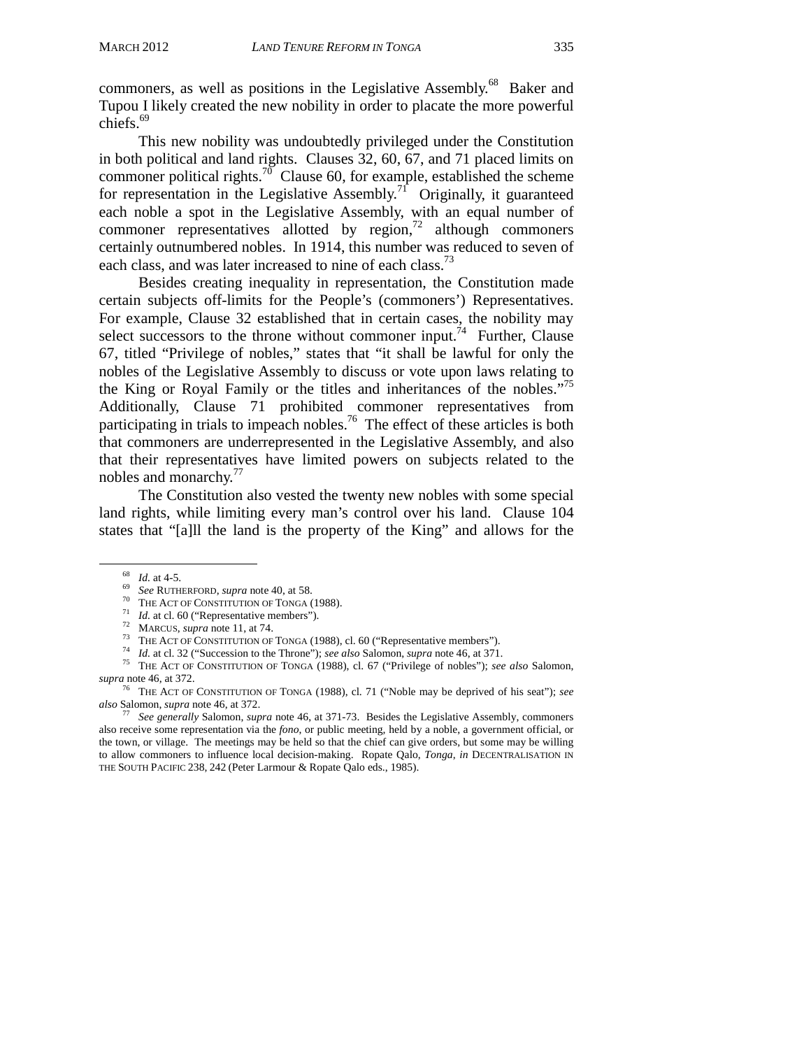commoners, as well as positions in the Legislative Assembly.[68] Baker and Tupou I likely created the new nobility in order to placate the more powerful chiefs.[69]

This new nobility was undoubtedly privileged under the Constitution in both political and land rights. Clauses 32, 60, 67, and 71 placed limits on commoner political rights.[70] Clause 60, for example, established the scheme for representation in the Legislative Assembly.[71] Originally, it guaranteed each noble a spot in the Legislative Assembly, with an equal number of commoner representatives allotted by region,[72] although commoners certainly outnumbered nobles. In 1914, this number was reduced to seven of each class, and was later increased to nine of each class.[73]

Besides creating inequality in representation, the Constitution made certain subjects off-limits for the People's (commoners') Representatives. For example, Clause 32 established that in certain cases, the nobility may select successors to the throne without commoner input.[74] Further, Clause 67, titled "Privilege of nobles," states that "it shall be lawful for only the nobles of the Legislative Assembly to discuss or vote upon laws relating to the King or Royal Family or the titles and inheritances of the nobles."[75] Additionally, Clause 71 prohibited commoner representatives from participating in trials to impeach nobles.[76] The effect of these articles is both that commoners are underrepresented in the Legislative Assembly, and also that their representatives have limited powers on subjects related to the nobles and monarchy.[77]

The Constitution also vested the twenty new nobles with some special land rights, while limiting every man's control over his land. Clause 104 states that "[a]ll the land is the property of the King" and allows for the

---

[68] *Id.* at 4-5.

[69] *See* RUTHERFORD, *supra* note 40, at 58.

[70] THE ACT OF CONSTITUTION OF TONGA (1988).

[71] *Id.* at cl. 60 ("Representative members").

[72] MARCUS, *supra* note 11, at 74.

[73] THE ACT OF CONSTITUTION OF TONGA (1988), cl. 60 ("Representative members").

[74] *Id.* at cl. 32 ("Succession to the Throne"); *see also* Salomon, *supra* note 46, at 371.

[75] THE ACT OF CONSTITUTION OF TONGA (1988), cl. 67 ("Privilege of nobles"); *see also* Salomon, *supra* note 46, at 372.

[76] THE ACT OF CONSTITUTION OF TONGA (1988), cl. 71 ("Noble may be deprived of his seat"); *see also* Salomon, *supra* note 46, at 372.

[77] *See generally* Salomon, *supra* note 46, at 371-73. Besides the Legislative Assembly, commoners also receive some representation via the *fono*, or public meeting, held by a noble, a government official, or the town, or village. The meetings may be held so that the chief can give orders, but some may be willing to allow commoners to influence local decision-making. Ropate Qalo, *Tonga*, *in* DECENTRALISATION IN THE SOUTH PACIFIC 238, 242 (Peter Larmour & Ropate Qalo eds., 1985).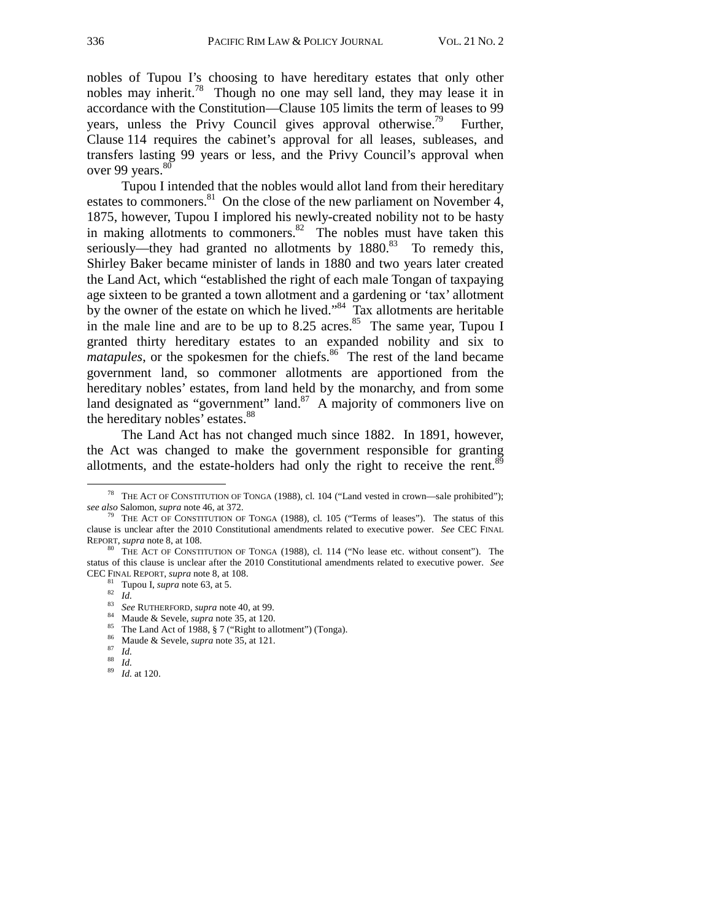nobles of Tupou I's choosing to have hereditary estates that only other nobles may inherit.[78] Though no one may sell land, they may lease it in accordance with the Constitution—Clause 105 limits the term of leases to 99 years, unless the Privy Council gives approval otherwise.[79] Further, Clause 114 requires the cabinet's approval for all leases, subleases, and transfers lasting 99 years or less, and the Privy Council's approval when over 99 years.[80]

Tupou I intended that the nobles would allot land from their hereditary estates to commoners.[81] On the close of the new parliament on November 4, 1875, however, Tupou I implored his newly-created nobility not to be hasty in making allotments to commoners.[82] The nobles must have taken this seriously—they had granted no allotments by 1880.[83] To remedy this, Shirley Baker became minister of lands in 1880 and two years later created the Land Act, which "established the right of each male Tongan of taxpaying age sixteen to be granted a town allotment and a gardening or 'tax' allotment by the owner of the estate on which he lived."[84] Tax allotments are heritable in the male line and are to be up to 8.25 acres.[85] The same year, Tupou I granted thirty hereditary estates to an expanded nobility and six to *matapules*, or the spokesmen for the chiefs.[86] The rest of the land became government land, so commoner allotments are apportioned from the hereditary nobles' estates, from land held by the monarchy, and from some land designated as "government" land.[87] A majority of commoners live on the hereditary nobles' estates.[88]

The Land Act has not changed much since 1882. In 1891, however, the Act was changed to make the government responsible for granting allotments, and the estate-holders had only the right to receive the rent.[89]

---

[78] THE ACT OF CONSTITUTION OF TONGA (1988), cl. 104 ("Land vested in crown—sale prohibited"); *see also* Salomon, *supra* note 46, at 372.

[79] THE ACT OF CONSTITUTION OF TONGA (1988), cl. 105 ("Terms of leases"). The status of this clause is unclear after the 2010 Constitutional amendments related to executive power. *See* CEC FINAL REPORT, *supra* note 8, at 108.

[80] THE ACT OF CONSTITUTION OF TONGA (1988), cl. 114 ("No lease etc. without consent"). The status of this clause is unclear after the 2010 Constitutional amendments related to executive power. *See* CEC FINAL REPORT, *supra* note 8, at 108.

[81] Tupou I, *supra* note 63, at 5.

[82] *Id.*

[83] *See* RUTHERFORD, *supra* note 40, at 99.

[84] Maude & Sevele, *supra* note 35, at 120.

[85] The Land Act of 1988, § 7 ("Right to allotment") (Tonga).

[86] Maude & Sevele, *supra* note 35, at 121.

[87] *Id.*

[88] *Id.*

[89] *Id.* at 120.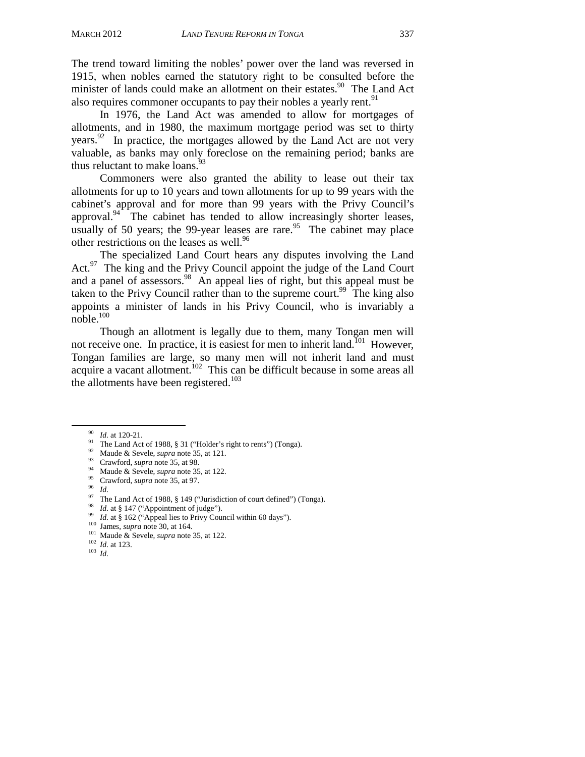The trend toward limiting the nobles' power over the land was reversed in 1915, when nobles earned the statutory right to be consulted before the minister of lands could make an allotment on their estates.[90] The Land Act also requires commoner occupants to pay their nobles a yearly rent.[91]

In 1976, the Land Act was amended to allow for mortgages of allotments, and in 1980, the maximum mortgage period was set to thirty years.[92] In practice, the mortgages allowed by the Land Act are not very valuable, as banks may only foreclose on the remaining period; banks are thus reluctant to make loans.[93]

Commoners were also granted the ability to lease out their tax allotments for up to 10 years and town allotments for up to 99 years with the cabinet's approval and for more than 99 years with the Privy Council's approval.[94] The cabinet has tended to allow increasingly shorter leases, usually of 50 years; the 99-year leases are rare.[95] The cabinet may place other restrictions on the leases as well.[96]

The specialized Land Court hears any disputes involving the Land Act.[97] The king and the Privy Council appoint the judge of the Land Court and a panel of assessors.[98] An appeal lies of right, but this appeal must be taken to the Privy Council rather than to the supreme court.[99] The king also appoints a minister of lands in his Privy Council, who is invariably a noble.[100]

Though an allotment is legally due to them, many Tongan men will not receive one. In practice, it is easiest for men to inherit land.[101] However, Tongan families are large, so many men will not inherit land and must acquire a vacant allotment.[102] This can be difficult because in some areas all the allotments have been registered.[103]

---

[90] *Id.* at 120-21.
[91] The Land Act of 1988, § 31 ("Holder's right to rents") (Tonga).
[92] Maude & Sevele, *supra* note 35, at 121.
[93] Crawford, *supra* note 35, at 98.
[94] Maude & Sevele, *supra* note 35, at 122.
[95] Crawford, *supra* note 35, at 97.
[96] *Id.*
[97] The Land Act of 1988, § 149 ("Jurisdiction of court defined") (Tonga).
[98] *Id.* at § 147 ("Appointment of judge").
[99] *Id.* at § 162 ("Appeal lies to Privy Council within 60 days").
[100] James, *supra* note 30, at 164.
[101] Maude & Sevele, *supra* note 35, at 122.
[102] *Id.* at 123.
[103] *Id.*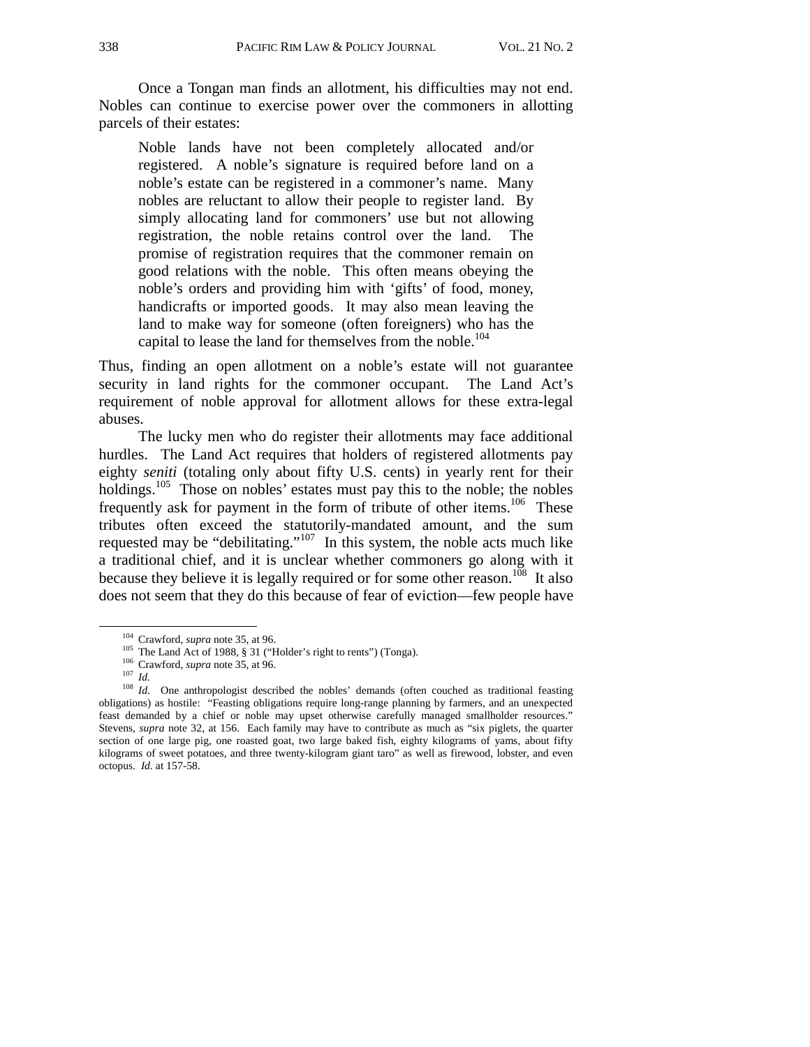Once a Tongan man finds an allotment, his difficulties may not end. Nobles can continue to exercise power over the commoners in allotting parcels of their estates:

> Noble lands have not been completely allocated and/or registered. A noble's signature is required before land on a noble's estate can be registered in a commoner's name. Many nobles are reluctant to allow their people to register land. By simply allocating land for commoners' use but not allowing registration, the noble retains control over the land. The promise of registration requires that the commoner remain on good relations with the noble. This often means obeying the noble's orders and providing him with 'gifts' of food, money, handicrafts or imported goods. It may also mean leaving the land to make way for someone (often foreigners) who has the capital to lease the land for themselves from the noble.[104]

Thus, finding an open allotment on a noble's estate will not guarantee security in land rights for the commoner occupant. The Land Act's requirement of noble approval for allotment allows for these extra-legal abuses.

The lucky men who do register their allotments may face additional hurdles. The Land Act requires that holders of registered allotments pay eighty *seniti* (totaling only about fifty U.S. cents) in yearly rent for their holdings.[105] Those on nobles' estates must pay this to the noble; the nobles frequently ask for payment in the form of tribute of other items.[106] These tributes often exceed the statutorily-mandated amount, and the sum requested may be "debilitating."[107] In this system, the noble acts much like a traditional chief, and it is unclear whether commoners go along with it because they believe it is legally required or for some other reason.[108] It also does not seem that they do this because of fear of eviction—few people have

---

[104] Crawford, *supra* note 35, at 96.

[105] The Land Act of 1988, § 31 ("Holder's right to rents") (Tonga).

[106] Crawford, *supra* note 35, at 96.

[107] *Id.*

[108] *Id.* One anthropologist described the nobles' demands (often couched as traditional feasting obligations) as hostile: "Feasting obligations require long-range planning by farmers, and an unexpected feast demanded by a chief or noble may upset otherwise carefully managed smallholder resources." Stevens, *supra* note 32, at 156. Each family may have to contribute as much as "six piglets, the quarter section of one large pig, one roasted goat, two large baked fish, eighty kilograms of yams, about fifty kilograms of sweet potatoes, and three twenty-kilogram giant taro" as well as firewood, lobster, and even octopus. *Id.* at 157-58.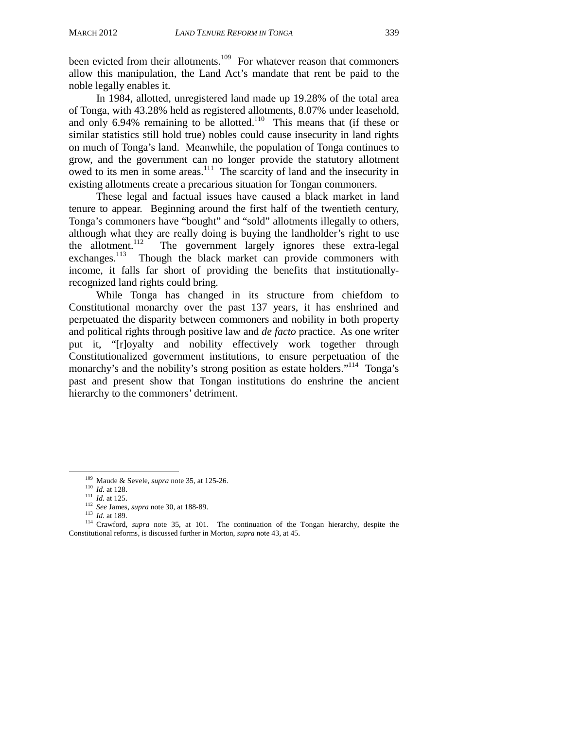been evicted from their allotments.[109] For whatever reason that commoners allow this manipulation, the Land Act's mandate that rent be paid to the noble legally enables it.

In 1984, allotted, unregistered land made up 19.28% of the total area of Tonga, with 43.28% held as registered allotments, 8.07% under leasehold, and only 6.94% remaining to be allotted.[110] This means that (if these or similar statistics still hold true) nobles could cause insecurity in land rights on much of Tonga's land. Meanwhile, the population of Tonga continues to grow, and the government can no longer provide the statutory allotment owed to its men in some areas.[111] The scarcity of land and the insecurity in existing allotments create a precarious situation for Tongan commoners.

These legal and factual issues have caused a black market in land tenure to appear. Beginning around the first half of the twentieth century, Tonga's commoners have "bought" and "sold" allotments illegally to others, although what they are really doing is buying the landholder's right to use the allotment.[112] The government largely ignores these extra-legal exchanges.[113] Though the black market can provide commoners with income, it falls far short of providing the benefits that institutionally-recognized land rights could bring.

While Tonga has changed in its structure from chiefdom to Constitutional monarchy over the past 137 years, it has enshrined and perpetuated the disparity between commoners and nobility in both property and political rights through positive law and *de facto* practice. As one writer put it, "[r]oyalty and nobility effectively work together through Constitutionalized government institutions, to ensure perpetuation of the monarchy's and the nobility's strong position as estate holders."[114] Tonga's past and present show that Tongan institutions do enshrine the ancient hierarchy to the commoners' detriment.

---

[109] Maude & Sevele, *supra* note 35, at 125-26.
[110] *Id.* at 128.
[111] *Id.* at 125.
[112] *See* James, *supra* note 30, at 188-89.
[113] *Id.* at 189.
[114] Crawford, *supra* note 35, at 101. The continuation of the Tongan hierarchy, despite the Constitutional reforms, is discussed further in Morton, *supra* note 43, at 45.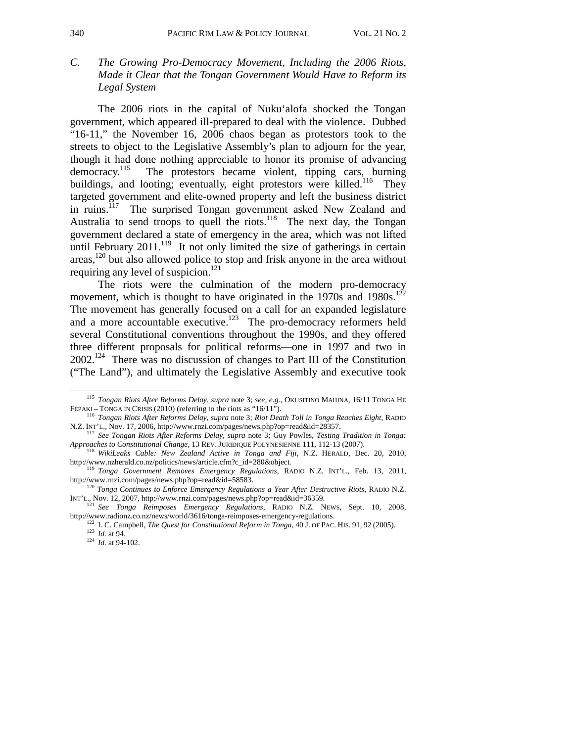### C. *The Growing Pro-Democracy Movement, Including the 2006 Riots, Made it Clear that the Tongan Government Would Have to Reform its Legal System*

The 2006 riots in the capital of Nuku'alofa shocked the Tongan government, which appeared ill-prepared to deal with the violence. Dubbed "16-11," the November 16, 2006 chaos began as protestors took to the streets to object to the Legislative Assembly's plan to adjourn for the year, though it had done nothing appreciable to honor its promise of advancing democracy.[115] The protestors became violent, tipping cars, burning buildings, and looting; eventually, eight protestors were killed.[116] They targeted government and elite-owned property and left the business district in ruins.[117] The surprised Tongan government asked New Zealand and Australia to send troops to quell the riots.[118] The next day, the Tongan government declared a state of emergency in the area, which was not lifted until February 2011.[119] It not only limited the size of gatherings in certain areas,[120] but also allowed police to stop and frisk anyone in the area without requiring any level of suspicion.[121]

The riots were the culmination of the modern pro-democracy movement, which is thought to have originated in the 1970s and 1980s.[122] The movement has generally focused on a call for an expanded legislature and a more accountable executive.[123] The pro-democracy reformers held several Constitutional conventions throughout the 1990s, and they offered three different proposals for political reforms—one in 1997 and two in 2002.[124] There was no discussion of changes to Part III of the Constitution ("The Land"), and ultimately the Legislative Assembly and executive took

---

[115] *Tongan Riots After Reforms Delay*, *supra* note 3; *see, e.g.*, OKUSITINO MAHINA, 16/11 TONGA HE FEPAKI – TONGA IN CRISIS (2010) (referring to the riots as "16/11").

[116] *Tongan Riots After Reforms Delay*, *supra* note 3; *Riot Death Toll in Tonga Reaches Eight*, RADIO N.Z. INT'L., Nov. 17, 2006, http://www.rnzi.com/pages/news.php?op=read&id=28357.

[117] *See Tongan Riots After Reforms Delay*, *supra* note 3; Guy Powles, *Testing Tradition in Tonga: Approaches to Constitutional Change*, 13 REV. JURIDIQUE POLYNESIENNE 111, 112-13 (2007).

[118] *WikiLeaks Cable: New Zealand Active in Tonga and Fiji*, N.Z. HERALD, Dec. 20, 2010, http://www.nzherald.co.nz/politics/news/article.cfm?c_id=280&object.

[119] *Tonga Government Removes Emergency Regulations*, RADIO N.Z. INT'L., Feb. 13, 2011, http://www.rnzi.com/pages/news.php?op=read&id=58583.

[120] *Tonga Continues to Enforce Emergency Regulations a Year After Destructive Riots*, RADIO N.Z. INT'L., Nov. 12, 2007, http://www.rnzi.com/pages/news.php?op=read&id=36359.

[121] *See Tonga Reimposes Emergency Regulations*, RADIO N.Z. NEWS, Sept. 10, 2008, http://www.radionz.co.nz/news/world/3616/tonga-reimposes-emergency-regulations.

[122] I. C. Campbell, *The Quest for Constitutional Reform in Tonga*, 40 J. OF PAC. HIS. 91, 92 (2005).

[123] *Id.* at 94.

[124] *Id.* at 94-102.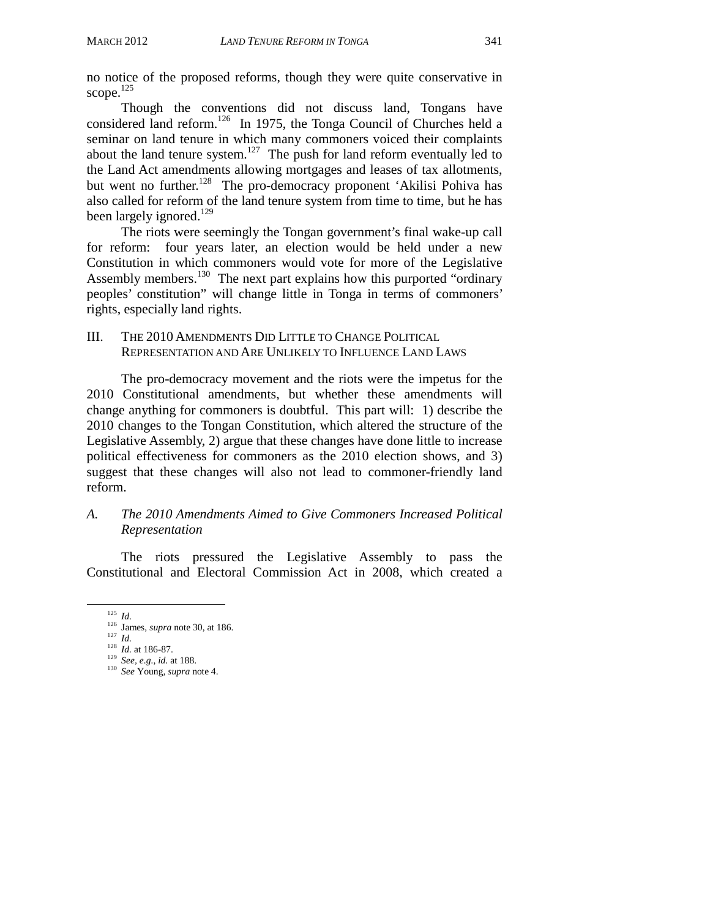no notice of the proposed reforms, though they were quite conservative in scope.[125]

Though the conventions did not discuss land, Tongans have considered land reform.[126] In 1975, the Tonga Council of Churches held a seminar on land tenure in which many commoners voiced their complaints about the land tenure system.[127] The push for land reform eventually led to the Land Act amendments allowing mortgages and leases of tax allotments, but went no further.[128] The pro-democracy proponent 'Akilisi Pohiva has also called for reform of the land tenure system from time to time, but he has been largely ignored.[129]

The riots were seemingly the Tongan government's final wake-up call for reform: four years later, an election would be held under a new Constitution in which commoners would vote for more of the Legislative Assembly members.[130] The next part explains how this purported "ordinary peoples' constitution" will change little in Tonga in terms of commoners' rights, especially land rights.

## III. THE 2010 AMENDMENTS DID LITTLE TO CHANGE POLITICAL REPRESENTATION AND ARE UNLIKELY TO INFLUENCE LAND LAWS

The pro-democracy movement and the riots were the impetus for the 2010 Constitutional amendments, but whether these amendments will change anything for commoners is doubtful. This part will: 1) describe the 2010 changes to the Tongan Constitution, which altered the structure of the Legislative Assembly, 2) argue that these changes have done little to increase political effectiveness for commoners as the 2010 election shows, and 3) suggest that these changes will also not lead to commoner-friendly land reform.

### *A. The 2010 Amendments Aimed to Give Commoners Increased Political Representation*

The riots pressured the Legislative Assembly to pass the Constitutional and Electoral Commission Act in 2008, which created a

---

125 *Id.*

126 James, *supra* note 30, at 186.

127 *Id.*

128 *Id.* at 186-87.

129 *See, e.g.*, *id.* at 188.

130 *See* Young, *supra* note 4.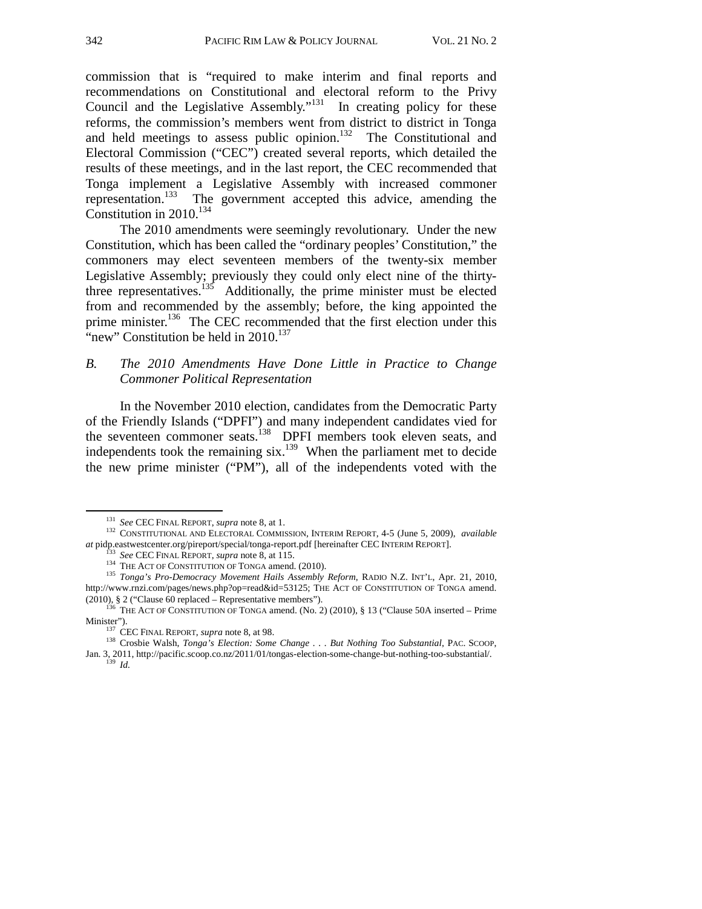commission that is "required to make interim and final reports and recommendations on Constitutional and electoral reform to the Privy Council and the Legislative Assembly."[131] In creating policy for these reforms, the commission's members went from district to district in Tonga and held meetings to assess public opinion.[132] The Constitutional and Electoral Commission ("CEC") created several reports, which detailed the results of these meetings, and in the last report, the CEC recommended that Tonga implement a Legislative Assembly with increased commoner representation.[133] The government accepted this advice, amending the Constitution in 2010.[134]

The 2010 amendments were seemingly revolutionary. Under the new Constitution, which has been called the "ordinary peoples' Constitution," the commoners may elect seventeen members of the twenty-six member Legislative Assembly; previously they could only elect nine of the thirty-three representatives.[135] Additionally, the prime minister must be elected from and recommended by the assembly; before, the king appointed the prime minister.[136] The CEC recommended that the first election under this "new" Constitution be held in 2010.[137]

### B. *The 2010 Amendments Have Done Little in Practice to Change Commoner Political Representation*

In the November 2010 election, candidates from the Democratic Party of the Friendly Islands ("DPFI") and many independent candidates vied for the seventeen commoner seats.[138] DPFI members took eleven seats, and independents took the remaining six.[139] When the parliament met to decide the new prime minister ("PM"), all of the independents voted with the

---

[131] *See* CEC FINAL REPORT, *supra* note 8, at 1.

[132] CONSTITUTIONAL AND ELECTORAL COMMISSION, INTERIM REPORT, 4-5 (June 5, 2009), *available at* pidp.eastwestcenter.org/pireport/special/tonga-report.pdf [hereinafter CEC INTERIM REPORT].

[133] *See* CEC FINAL REPORT, *supra* note 8, at 115.

[134] THE ACT OF CONSTITUTION OF TONGA amend. (2010).

[135] *Tonga's Pro-Democracy Movement Hails Assembly Reform*, RADIO N.Z. INT'L, Apr. 21, 2010, http://www.rnzi.com/pages/news.php?op=read&id=53125; THE ACT OF CONSTITUTION OF TONGA amend. (2010), § 2 ("Clause 60 replaced – Representative members").

[136] THE ACT OF CONSTITUTION OF TONGA amend. (No. 2) (2010), § 13 ("Clause 50A inserted – Prime Minister").

[137] CEC FINAL REPORT, *supra* note 8, at 98.

[138] Crosbie Walsh, *Tonga's Election: Some Change . . . But Nothing Too Substantial*, PAC. SCOOP, Jan. 3, 2011, http://pacific.scoop.co.nz/2011/01/tongas-election-some-change-but-nothing-too-substantial/.

[139] *Id.*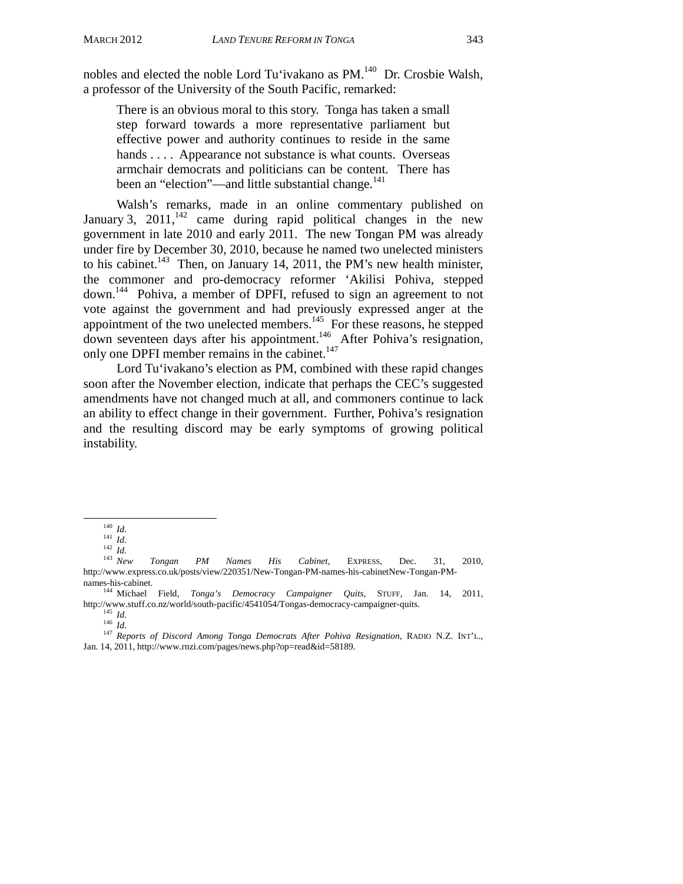nobles and elected the noble Lord Tu‘ivakano as PM.[140] Dr. Crosbie Walsh, a professor of the University of the South Pacific, remarked:

> There is an obvious moral to this story. Tonga has taken a small step forward towards a more representative parliament but effective power and authority continues to reside in the same hands . . . . Appearance not substance is what counts. Overseas armchair democrats and politicians can be content. There has been an "election"—and little substantial change.[141]

Walsh's remarks, made in an online commentary published on January 3, 2011,[142] came during rapid political changes in the new government in late 2010 and early 2011. The new Tongan PM was already under fire by December 30, 2010, because he named two unelected ministers to his cabinet.[143] Then, on January 14, 2011, the PM's new health minister, the commoner and pro-democracy reformer ‘Akilisi Pohiva, stepped down.[144] Pohiva, a member of DPFI, refused to sign an agreement to not vote against the government and had previously expressed anger at the appointment of the two unelected members.[145] For these reasons, he stepped down seventeen days after his appointment.[146] After Pohiva's resignation, only one DPFI member remains in the cabinet.[147]

Lord Tu‘ivakano's election as PM, combined with these rapid changes soon after the November election, indicate that perhaps the CEC's suggested amendments have not changed much at all, and commoners continue to lack an ability to effect change in their government. Further, Pohiva's resignation and the resulting discord may be early symptoms of growing political instability.

---

[140] *Id.*

[141] *Id.*

[142] *Id.*

[143] *New Tongan PM Names His Cabinet*, EXPRESS, Dec. 31, 2010, http://www.express.co.uk/posts/view/220351/New-Tongan-PM-names-his-cabinetNew-Tongan-PM-names-his-cabinet.

[144] Michael Field, *Tonga's Democracy Campaigner Quits*, STUFF, Jan. 14, 2011, http://www.stuff.co.nz/world/south-pacific/4541054/Tongas-democracy-campaigner-quits.

[145] *Id.*

[146] *Id.*

[147] *Reports of Discord Among Tonga Democrats After Pohiva Resignation*, RADIO N.Z. INT'L., Jan. 14, 2011, http://www.rnzi.com/pages/news.php?op=read&id=58189.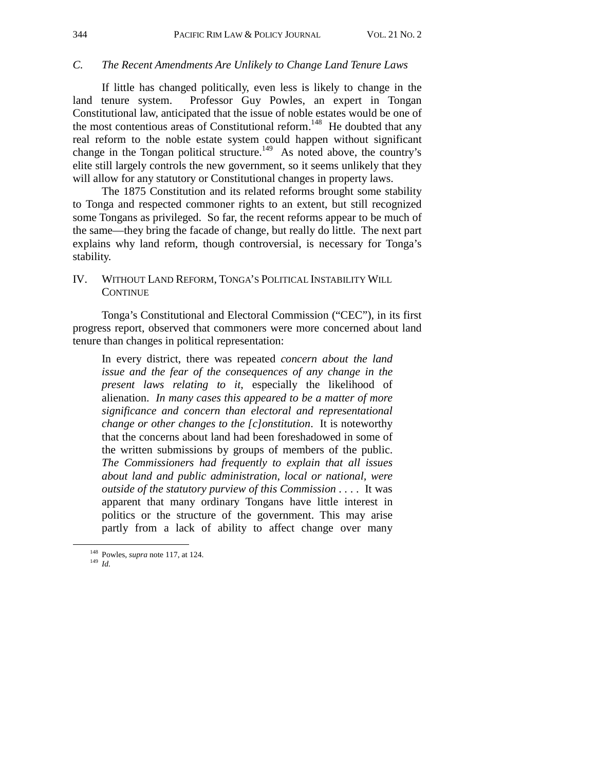### C. *The Recent Amendments Are Unlikely to Change Land Tenure Laws*

If little has changed politically, even less is likely to change in the land tenure system. Professor Guy Powles, an expert in Tongan Constitutional law, anticipated that the issue of noble estates would be one of the most contentious areas of Constitutional reform.[148] He doubted that any real reform to the noble estate system could happen without significant change in the Tongan political structure.[149] As noted above, the country's elite still largely controls the new government, so it seems unlikely that they will allow for any statutory or Constitutional changes in property laws.

The 1875 Constitution and its related reforms brought some stability to Tonga and respected commoner rights to an extent, but still recognized some Tongans as privileged. So far, the recent reforms appear to be much of the same—they bring the facade of change, but really do little. The next part explains why land reform, though controversial, is necessary for Tonga's stability.

## IV. WITHOUT LAND REFORM, TONGA'S POLITICAL INSTABILITY WILL CONTINUE

Tonga's Constitutional and Electoral Commission ("CEC"), in its first progress report, observed that commoners were more concerned about land tenure than changes in political representation:

> In every district, there was repeated *concern about the land issue and the fear of the consequences of any change in the present laws relating to it*, especially the likelihood of alienation. *In many cases this appeared to be a matter of more significance and concern than electoral and representational change or other changes to the [c]onstitution*. It is noteworthy that the concerns about land had been foreshadowed in some of the written submissions by groups of members of the public. *The Commissioners had frequently to explain that all issues about land and public administration, local or national, were outside of the statutory purview of this Commission* . . . . It was apparent that many ordinary Tongans have little interest in politics or the structure of the government. This may arise partly from a lack of ability to affect change over many

---

[148] Powles, *supra* note 117, at 124.

[149] *Id.*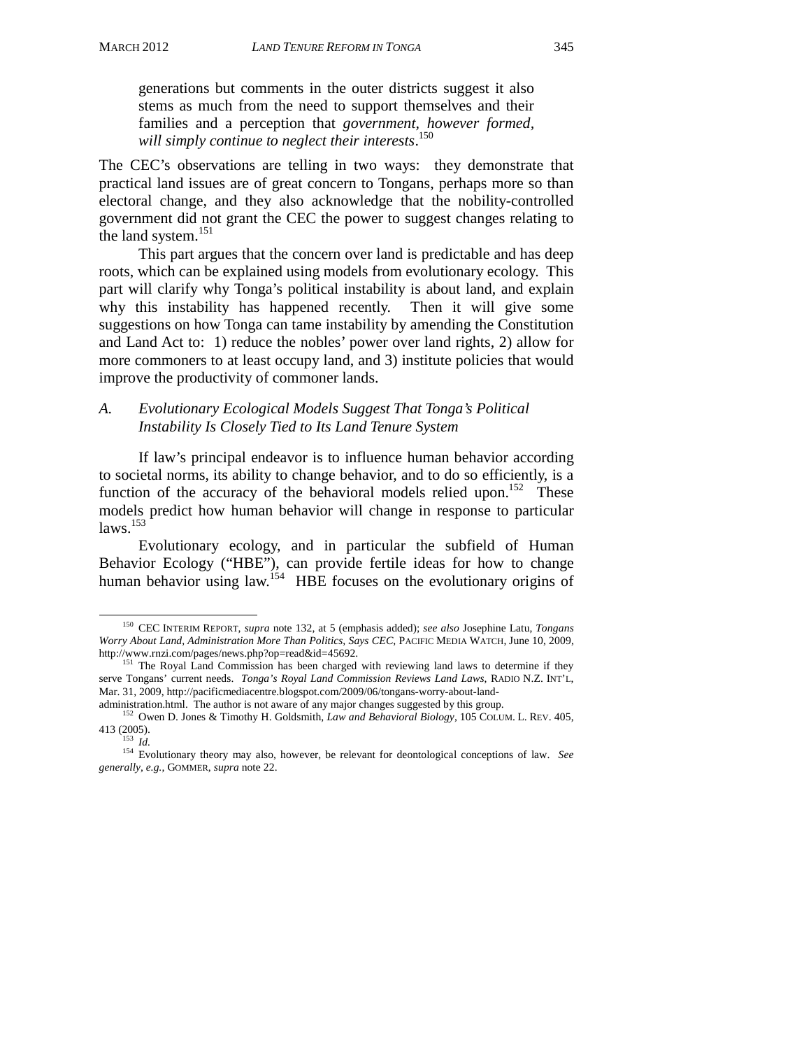> generations but comments in the outer districts suggest it also stems as much from the need to support themselves and their families and a perception that *government, however formed, will simply continue to neglect their interests*.[150]

The CEC's observations are telling in two ways: they demonstrate that practical land issues are of great concern to Tongans, perhaps more so than electoral change, and they also acknowledge that the nobility-controlled government did not grant the CEC the power to suggest changes relating to the land system.[151]

This part argues that the concern over land is predictable and has deep roots, which can be explained using models from evolutionary ecology. This part will clarify why Tonga's political instability is about land, and explain why this instability has happened recently. Then it will give some suggestions on how Tonga can tame instability by amending the Constitution and Land Act to: 1) reduce the nobles' power over land rights, 2) allow for more commoners to at least occupy land, and 3) institute policies that would improve the productivity of commoner lands.

### A. *Evolutionary Ecological Models Suggest That Tonga's Political Instability Is Closely Tied to Its Land Tenure System*

If law's principal endeavor is to influence human behavior according to societal norms, its ability to change behavior, and to do so efficiently, is a function of the accuracy of the behavioral models relied upon.[152] These models predict how human behavior will change in response to particular laws.[153]

Evolutionary ecology, and in particular the subfield of Human Behavior Ecology ("HBE"), can provide fertile ideas for how to change human behavior using law.[154] HBE focuses on the evolutionary origins of

---

[150] CEC INTERIM REPORT, *supra* note 132, at 5 (emphasis added); *see also* Josephine Latu, *Tongans Worry About Land, Administration More Than Politics, Says CEC*, PACIFIC MEDIA WATCH, June 10, 2009, http://www.rnzi.com/pages/news.php?op=read&id=45692.

[151] The Royal Land Commission has been charged with reviewing land laws to determine if they serve Tongans' current needs. *Tonga's Royal Land Commission Reviews Land Laws*, RADIO N.Z. INT'L, Mar. 31, 2009, http://pacificmediacentre.blogspot.com/2009/06/tongans-worry-about-land-administration.html. The author is not aware of any major changes suggested by this group.

[152] Owen D. Jones & Timothy H. Goldsmith, *Law and Behavioral Biology*, 105 COLUM. L. REV. 405, 413 (2005).

[153] *Id.*

[154] Evolutionary theory may also, however, be relevant for deontological conceptions of law. *See generally, e.g.*, GOMMER, *supra* note 22.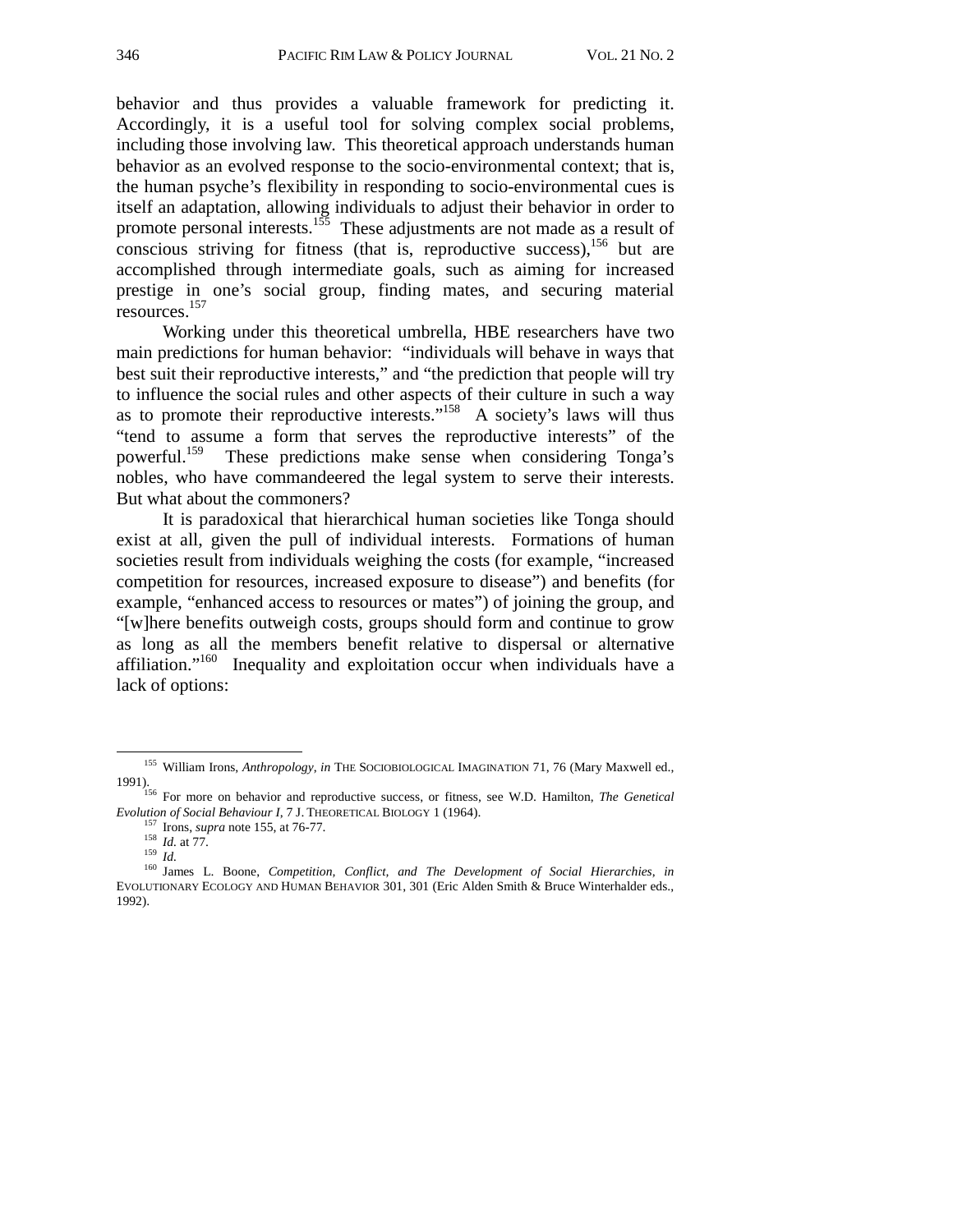behavior and thus provides a valuable framework for predicting it. Accordingly, it is a useful tool for solving complex social problems, including those involving law. This theoretical approach understands human behavior as an evolved response to the socio-environmental context; that is, the human psyche's flexibility in responding to socio-environmental cues is itself an adaptation, allowing individuals to adjust their behavior in order to promote personal interests.[155] These adjustments are not made as a result of conscious striving for fitness (that is, reproductive success),[156] but are accomplished through intermediate goals, such as aiming for increased prestige in one's social group, finding mates, and securing material resources.[157]

Working under this theoretical umbrella, HBE researchers have two main predictions for human behavior: "individuals will behave in ways that best suit their reproductive interests," and "the prediction that people will try to influence the social rules and other aspects of their culture in such a way as to promote their reproductive interests."[158] A society's laws will thus "tend to assume a form that serves the reproductive interests" of the powerful.[159] These predictions make sense when considering Tonga's nobles, who have commandeered the legal system to serve their interests. But what about the commoners?

It is paradoxical that hierarchical human societies like Tonga should exist at all, given the pull of individual interests. Formations of human societies result from individuals weighing the costs (for example, "increased competition for resources, increased exposure to disease") and benefits (for example, "enhanced access to resources or mates") of joining the group, and "[w]here benefits outweigh costs, groups should form and continue to grow as long as all the members benefit relative to dispersal or alternative affiliation."[160] Inequality and exploitation occur when individuals have a lack of options:

---

[155] William Irons, *Anthropology*, *in* THE SOCIOBIOLOGICAL IMAGINATION 71, 76 (Mary Maxwell ed., 1991).

[156] For more on behavior and reproductive success, or fitness, see W.D. Hamilton, *The Genetical Evolution of Social Behaviour I*, 7 J. THEORETICAL BIOLOGY 1 (1964).

[157] Irons, *supra* note 155, at 76-77.

[158] *Id.* at 77.

[159] *Id.*

[160] James L. Boone, *Competition, Conflict, and The Development of Social Hierarchies*, *in* EVOLUTIONARY ECOLOGY AND HUMAN BEHAVIOR 301, 301 (Eric Alden Smith & Bruce Winterhalder eds., 1992).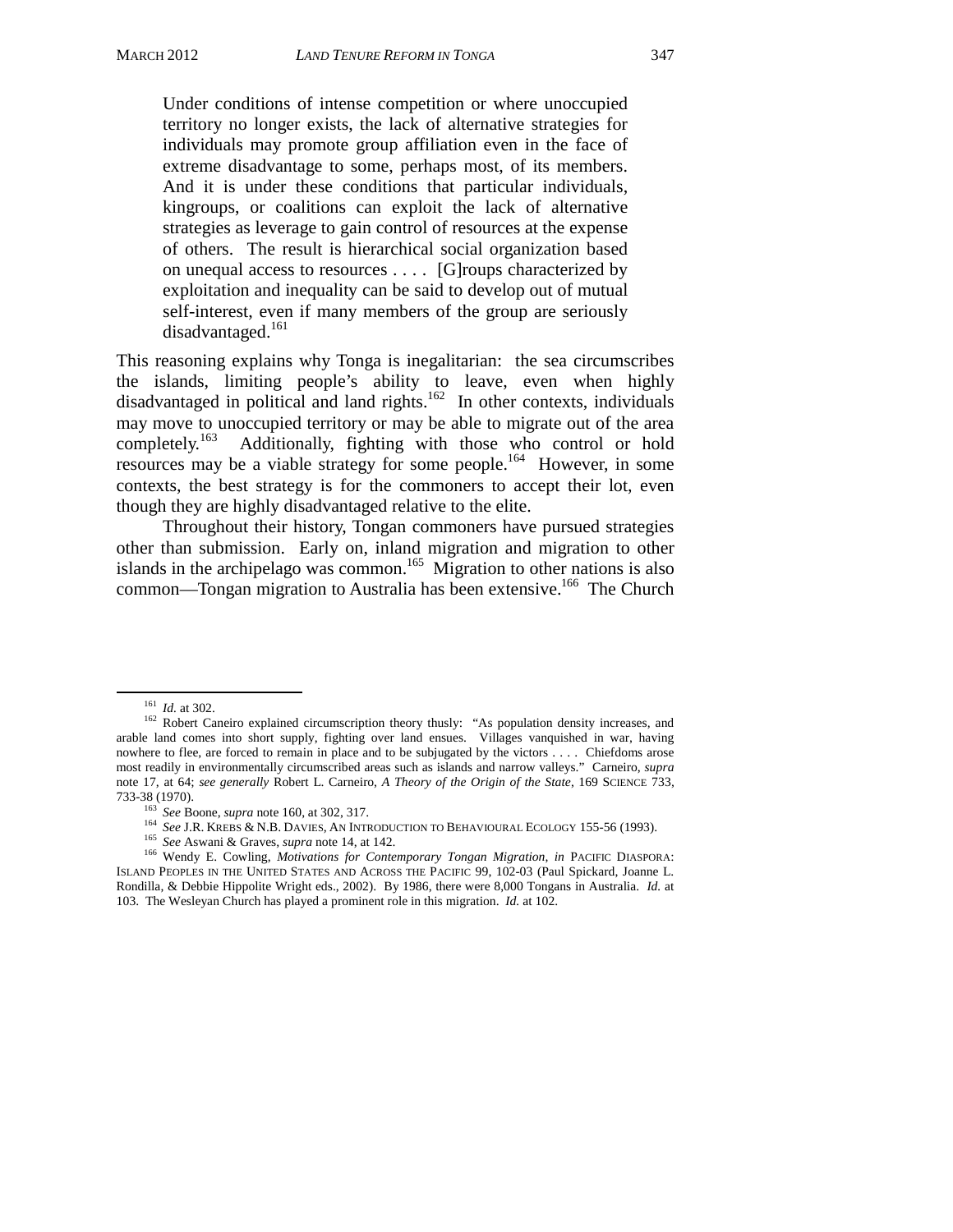> Under conditions of intense competition or where unoccupied territory no longer exists, the lack of alternative strategies for individuals may promote group affiliation even in the face of extreme disadvantage to some, perhaps most, of its members. And it is under these conditions that particular individuals, kingroups, or coalitions can exploit the lack of alternative strategies as leverage to gain control of resources at the expense of others. The result is hierarchical social organization based on unequal access to resources . . . . [G]roups characterized by exploitation and inequality can be said to develop out of mutual self-interest, even if many members of the group are seriously disadvantaged.[161]

This reasoning explains why Tonga is inegalitarian: the sea circumscribes the islands, limiting people's ability to leave, even when highly disadvantaged in political and land rights.[162] In other contexts, individuals may move to unoccupied territory or may be able to migrate out of the area completely.[163] Additionally, fighting with those who control or hold resources may be a viable strategy for some people.[164] However, in some contexts, the best strategy is for the commoners to accept their lot, even though they are highly disadvantaged relative to the elite.

Throughout their history, Tongan commoners have pursued strategies other than submission. Early on, inland migration and migration to other islands in the archipelago was common.[165] Migration to other nations is also common—Tongan migration to Australia has been extensive.[166] The Church

---

[161] *Id.* at 302.

[162] Robert Caneiro explained circumscription theory thusly: "As population density increases, and arable land comes into short supply, fighting over land ensues. Villages vanquished in war, having nowhere to flee, are forced to remain in place and to be subjugated by the victors . . . . Chiefdoms arose most readily in environmentally circumscribed areas such as islands and narrow valleys." Carneiro, *supra* note 17, at 64; *see generally* Robert L. Carneiro, *A Theory of the Origin of the State*, 169 SCIENCE 733, 733-38 (1970).

[163] *See* Boone, *supra* note 160, at 302, 317.

[164] *See* J.R. KREBS & N.B. DAVIES, AN INTRODUCTION TO BEHAVIOURAL ECOLOGY 155-56 (1993).

[165] *See* Aswani & Graves, *supra* note 14, at 142.

[166] Wendy E. Cowling, *Motivations for Contemporary Tongan Migration*, *in* PACIFIC DIASPORA: ISLAND PEOPLES IN THE UNITED STATES AND ACROSS THE PACIFIC 99, 102-03 (Paul Spickard, Joanne L. Rondilla, & Debbie Hippolite Wright eds., 2002). By 1986, there were 8,000 Tongans in Australia. *Id.* at 103. The Wesleyan Church has played a prominent role in this migration. *Id.* at 102.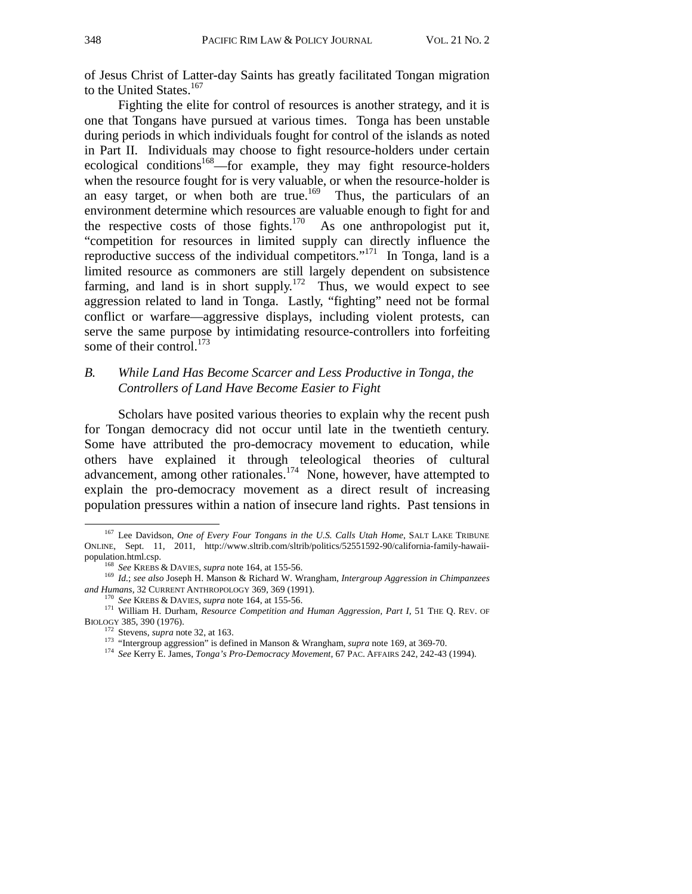of Jesus Christ of Latter-day Saints has greatly facilitated Tongan migration to the United States.[167]

Fighting the elite for control of resources is another strategy, and it is one that Tongans have pursued at various times. Tonga has been unstable during periods in which individuals fought for control of the islands as noted in Part II. Individuals may choose to fight resource-holders under certain ecological conditions[168]—for example, they may fight resource-holders when the resource fought for is very valuable, or when the resource-holder is an easy target, or when both are true.[169] Thus, the particulars of an environment determine which resources are valuable enough to fight for and the respective costs of those fights.[170] As one anthropologist put it, "competition for resources in limited supply can directly influence the reproductive success of the individual competitors."[171] In Tonga, land is a limited resource as commoners are still largely dependent on subsistence farming, and land is in short supply.[172] Thus, we would expect to see aggression related to land in Tonga. Lastly, "fighting" need not be formal conflict or warfare—aggressive displays, including violent protests, can serve the same purpose by intimidating resource-controllers into forfeiting some of their control.[173]

### *B. While Land Has Become Scarcer and Less Productive in Tonga, the Controllers of Land Have Become Easier to Fight*

Scholars have posited various theories to explain why the recent push for Tongan democracy did not occur until late in the twentieth century. Some have attributed the pro-democracy movement to education, while others have explained it through teleological theories of cultural advancement, among other rationales.[174] None, however, have attempted to explain the pro-democracy movement as a direct result of increasing population pressures within a nation of insecure land rights. Past tensions in

---

[167] Lee Davidson, *One of Every Four Tongans in the U.S. Calls Utah Home*, SALT LAKE TRIBUNE ONLINE, Sept. 11, 2011, http://www.sltrib.com/sltrib/politics/52551592-90/california-family-hawaii-population.html.csp.

[168] *See* KREBS & DAVIES, *supra* note 164, at 155-56.

[169] *Id.*; *see also* Joseph H. Manson & Richard W. Wrangham, *Intergroup Aggression in Chimpanzees and Humans*, 32 CURRENT ANTHROPOLOGY 369, 369 (1991).

[170] *See* KREBS & DAVIES, *supra* note 164, at 155-56.

[171] William H. Durham, *Resource Competition and Human Aggression, Part I*, 51 THE Q. REV. OF BIOLOGY 385, 390 (1976).

[172] Stevens, *supra* note 32, at 163.

[173] "Intergroup aggression" is defined in Manson & Wrangham, *supra* note 169, at 369-70.

[174] *See* Kerry E. James, *Tonga's Pro-Democracy Movement*, 67 PAC. AFFAIRS 242, 242-43 (1994).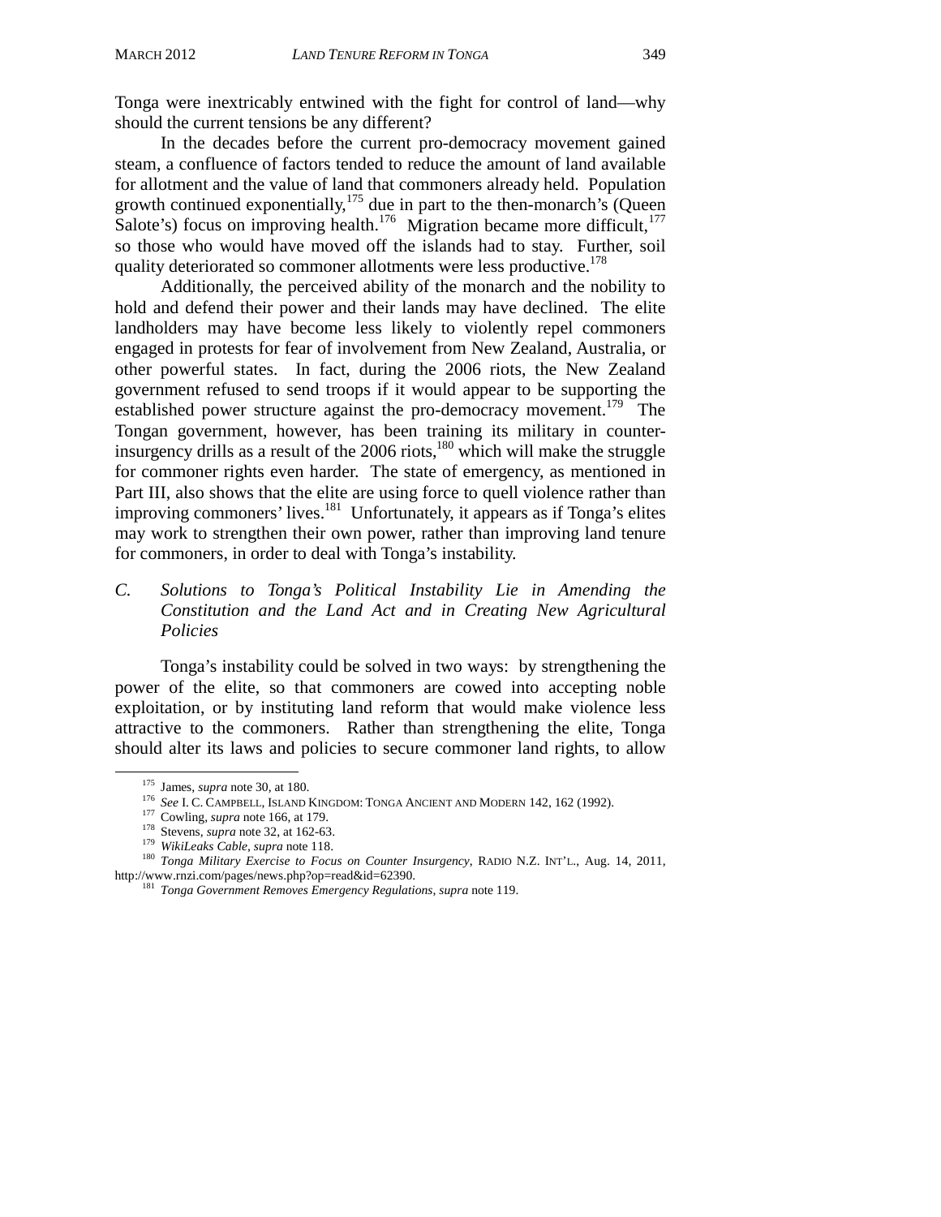Tonga were inextricably entwined with the fight for control of land—why should the current tensions be any different?

In the decades before the current pro-democracy movement gained steam, a confluence of factors tended to reduce the amount of land available for allotment and the value of land that commoners already held. Population growth continued exponentially,[175] due in part to the then-monarch's (Queen Salote's) focus on improving health.[176] Migration became more difficult,[177] so those who would have moved off the islands had to stay. Further, soil quality deteriorated so commoner allotments were less productive.[178]

Additionally, the perceived ability of the monarch and the nobility to hold and defend their power and their lands may have declined. The elite landholders may have become less likely to violently repel commoners engaged in protests for fear of involvement from New Zealand, Australia, or other powerful states. In fact, during the 2006 riots, the New Zealand government refused to send troops if it would appear to be supporting the established power structure against the pro-democracy movement.[179] The Tongan government, however, has been training its military in counter-insurgency drills as a result of the 2006 riots,[180] which will make the struggle for commoner rights even harder. The state of emergency, as mentioned in Part III, also shows that the elite are using force to quell violence rather than improving commoners' lives.[181] Unfortunately, it appears as if Tonga's elites may work to strengthen their own power, rather than improving land tenure for commoners, in order to deal with Tonga's instability.

### *C. Solutions to Tonga's Political Instability Lie in Amending the Constitution and the Land Act and in Creating New Agricultural Policies*

Tonga's instability could be solved in two ways: by strengthening the power of the elite, so that commoners are cowed into accepting noble exploitation, or by instituting land reform that would make violence less attractive to the commoners. Rather than strengthening the elite, Tonga should alter its laws and policies to secure commoner land rights, to allow

---

[175] James, *supra* note 30, at 180.

[176] *See* I. C. CAMPBELL, ISLAND KINGDOM: TONGA ANCIENT AND MODERN 142, 162 (1992).

[177] Cowling, *supra* note 166, at 179.

[178] Stevens, *supra* note 32, at 162-63.

[179] *WikiLeaks Cable*, *supra* note 118.

[180] *Tonga Military Exercise to Focus on Counter Insurgency*, RADIO N.Z. INT'L., Aug. 14, 2011, http://www.rnzi.com/pages/news.php?op=read&id=62390.

[181] *Tonga Government Removes Emergency Regulations*, *supra* note 119.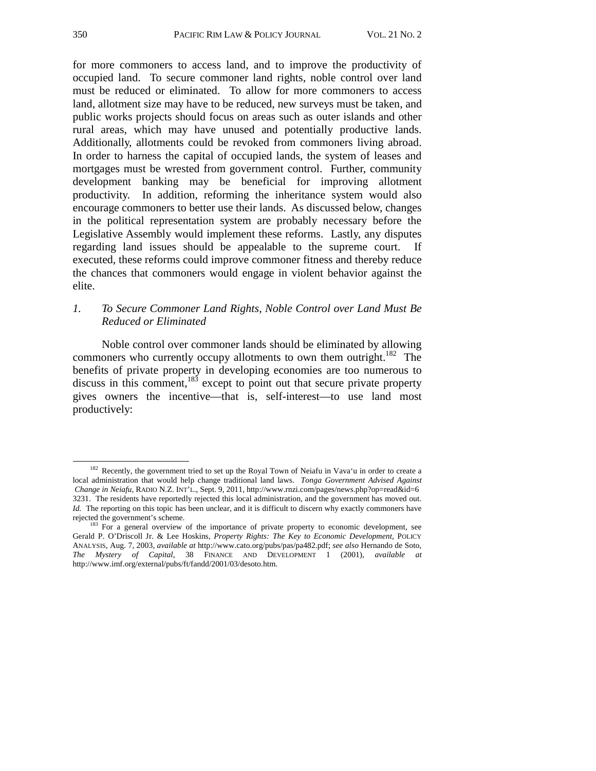for more commoners to access land, and to improve the productivity of occupied land. To secure commoner land rights, noble control over land must be reduced or eliminated. To allow for more commoners to access land, allotment size may have to be reduced, new surveys must be taken, and public works projects should focus on areas such as outer islands and other rural areas, which may have unused and potentially productive lands. Additionally, allotments could be revoked from commoners living abroad. In order to harness the capital of occupied lands, the system of leases and mortgages must be wrested from government control. Further, community development banking may be beneficial for improving allotment productivity. In addition, reforming the inheritance system would also encourage commoners to better use their lands. As discussed below, changes in the political representation system are probably necessary before the Legislative Assembly would implement these reforms. Lastly, any disputes regarding land issues should be appealable to the supreme court. If executed, these reforms could improve commoner fitness and thereby reduce the chances that commoners would engage in violent behavior against the elite.

### 1. *To Secure Commoner Land Rights, Noble Control over Land Must Be Reduced or Eliminated*

Noble control over commoner lands should be eliminated by allowing commoners who currently occupy allotments to own them outright.[182] The benefits of private property in developing economies are too numerous to discuss in this comment,[183] except to point out that secure private property gives owners the incentive—that is, self-interest—to use land most productively:

---

[182] Recently, the government tried to set up the Royal Town of Neiafu in Vava'u in order to create a local administration that would help change traditional land laws. *Tonga Government Advised Against Change in Neiafu*, RADIO N.Z. INT'L., Sept. 9, 2011, http://www.rnzi.com/pages/news.php?op=read&id=63231. The residents have reportedly rejected this local administration, and the government has moved out. *Id.* The reporting on this topic has been unclear, and it is difficult to discern why exactly commoners have rejected the government's scheme.

[183] For a general overview of the importance of private property to economic development, see Gerald P. O'Driscoll Jr. & Lee Hoskins, *Property Rights: The Key to Economic Development*, POLICY ANALYSIS, Aug. 7, 2003, *available at* http://www.cato.org/pubs/pas/pa482.pdf; *see also* Hernando de Soto, *The Mystery of Capital*, 38 FINANCE AND DEVELOPMENT 1 (2001), *available at* http://www.imf.org/external/pubs/ft/fandd/2001/03/desoto.htm.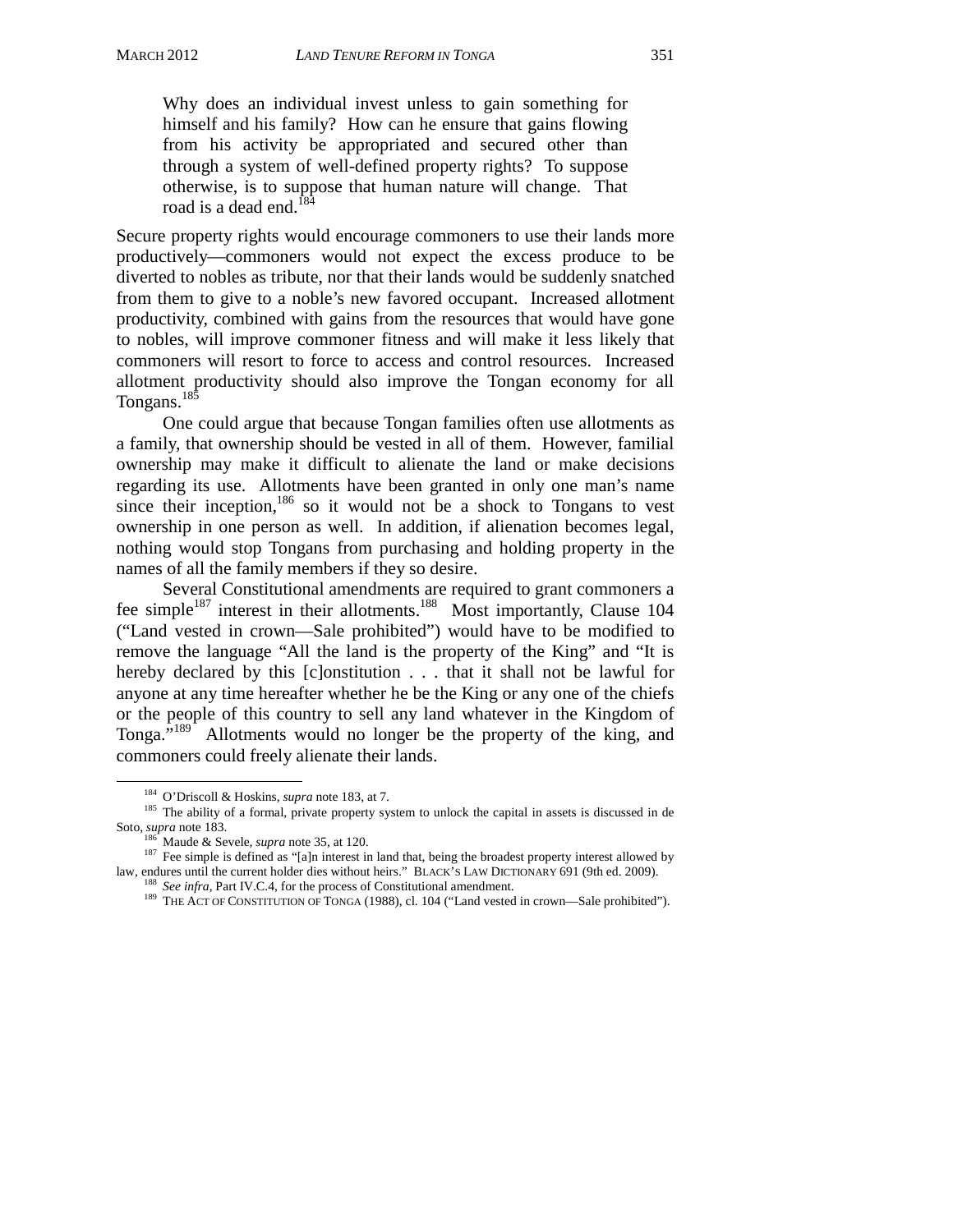> Why does an individual invest unless to gain something for himself and his family? How can he ensure that gains flowing from his activity be appropriated and secured other than through a system of well-defined property rights? To suppose otherwise, is to suppose that human nature will change. That road is a dead end.[184]

Secure property rights would encourage commoners to use their lands more productively—commoners would not expect the excess produce to be diverted to nobles as tribute, nor that their lands would be suddenly snatched from them to give to a noble's new favored occupant. Increased allotment productivity, combined with gains from the resources that would have gone to nobles, will improve commoner fitness and will make it less likely that commoners will resort to force to access and control resources. Increased allotment productivity should also improve the Tongan economy for all Tongans.[185]

One could argue that because Tongan families often use allotments as a family, that ownership should be vested in all of them. However, familial ownership may make it difficult to alienate the land or make decisions regarding its use. Allotments have been granted in only one man's name since their inception,[186] so it would not be a shock to Tongans to vest ownership in one person as well. In addition, if alienation becomes legal, nothing would stop Tongans from purchasing and holding property in the names of all the family members if they so desire.

Several Constitutional amendments are required to grant commoners a fee simple[187] interest in their allotments.[188] Most importantly, Clause 104 ("Land vested in crown—Sale prohibited") would have to be modified to remove the language "All the land is the property of the King" and "It is hereby declared by this [c]onstitution . . . that it shall not be lawful for anyone at any time hereafter whether he be the King or any one of the chiefs or the people of this country to sell any land whatever in the Kingdom of Tonga."[189] Allotments would no longer be the property of the king, and commoners could freely alienate their lands.

---

[184] O'Driscoll & Hoskins, *supra* note 183, at 7.

[185] The ability of a formal, private property system to unlock the capital in assets is discussed in de Soto, *supra* note 183.

[186] Maude & Sevele, *supra* note 35, at 120.

[187] Fee simple is defined as "[a]n interest in land that, being the broadest property interest allowed by law, endures until the current holder dies without heirs." BLACK'S LAW DICTIONARY 691 (9th ed. 2009).

[188] *See infra*, Part IV.C.4, for the process of Constitutional amendment.

[189] THE ACT OF CONSTITUTION OF TONGA (1988), cl. 104 ("Land vested in crown—Sale prohibited").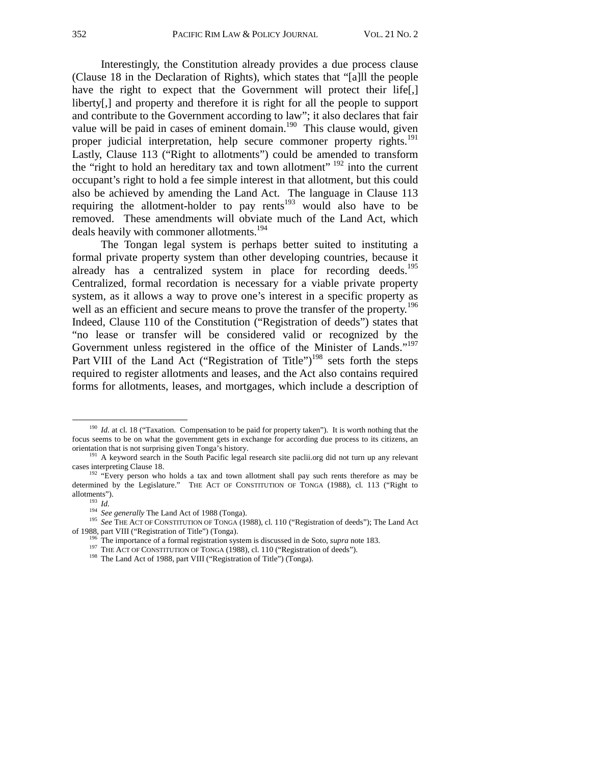Interestingly, the Constitution already provides a due process clause (Clause 18 in the Declaration of Rights), which states that "[a]ll the people have the right to expect that the Government will protect their life[,] liberty[,] and property and therefore it is right for all the people to support and contribute to the Government according to law"; it also declares that fair value will be paid in cases of eminent domain.[190] This clause would, given proper judicial interpretation, help secure commoner property rights.[191] Lastly, Clause 113 ("Right to allotments") could be amended to transform the "right to hold an hereditary tax and town allotment" [192] into the current occupant's right to hold a fee simple interest in that allotment, but this could also be achieved by amending the Land Act. The language in Clause 113 requiring the allotment-holder to pay rents[193] would also have to be removed. These amendments will obviate much of the Land Act, which deals heavily with commoner allotments.[194]

The Tongan legal system is perhaps better suited to instituting a formal private property system than other developing countries, because it already has a centralized system in place for recording deeds.[195] Centralized, formal recordation is necessary for a viable private property system, as it allows a way to prove one's interest in a specific property as well as an efficient and secure means to prove the transfer of the property.[196] Indeed, Clause 110 of the Constitution ("Registration of deeds") states that "no lease or transfer will be considered valid or recognized by the Government unless registered in the office of the Minister of Lands."[197] Part VIII of the Land Act ("Registration of Title")[198] sets forth the steps required to register allotments and leases, and the Act also contains required forms for allotments, leases, and mortgages, which include a description of

---

[190] *Id.* at cl. 18 ("Taxation. Compensation to be paid for property taken"). It is worth nothing that the focus seems to be on what the government gets in exchange for according due process to its citizens, an orientation that is not surprising given Tonga's history.

[191] A keyword search in the South Pacific legal research site paclii.org did not turn up any relevant cases interpreting Clause 18.

[192] "Every person who holds a tax and town allotment shall pay such rents therefore as may be determined by the Legislature." THE ACT OF CONSTITUTION OF TONGA (1988), cl. 113 ("Right to allotments").

[193] *Id.*

[194] *See generally* The Land Act of 1988 (Tonga).

[195] *See* THE ACT OF CONSTITUTION OF TONGA (1988), cl. 110 ("Registration of deeds"); The Land Act of 1988, part VIII ("Registration of Title") (Tonga).

[196] The importance of a formal registration system is discussed in de Soto, *supra* note 183.

[197] THE ACT OF CONSTITUTION OF TONGA (1988), cl. 110 ("Registration of deeds").

[198] The Land Act of 1988, part VIII ("Registration of Title") (Tonga).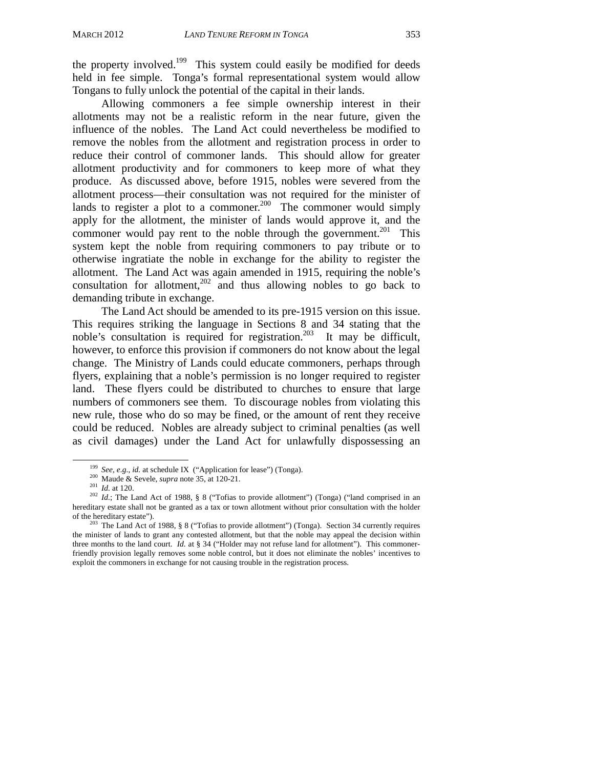the property involved.[199] This system could easily be modified for deeds held in fee simple. Tonga's formal representational system would allow Tongans to fully unlock the potential of the capital in their lands.

Allowing commoners a fee simple ownership interest in their allotments may not be a realistic reform in the near future, given the influence of the nobles. The Land Act could nevertheless be modified to remove the nobles from the allotment and registration process in order to reduce their control of commoner lands. This should allow for greater allotment productivity and for commoners to keep more of what they produce. As discussed above, before 1915, nobles were severed from the allotment process—their consultation was not required for the minister of lands to register a plot to a commoner.[200] The commoner would simply apply for the allotment, the minister of lands would approve it, and the commoner would pay rent to the noble through the government.[201] This system kept the noble from requiring commoners to pay tribute or to otherwise ingratiate the noble in exchange for the ability to register the allotment. The Land Act was again amended in 1915, requiring the noble's consultation for allotment,[202] and thus allowing nobles to go back to demanding tribute in exchange.

The Land Act should be amended to its pre-1915 version on this issue. This requires striking the language in Sections 8 and 34 stating that the noble's consultation is required for registration.[203] It may be difficult, however, to enforce this provision if commoners do not know about the legal change. The Ministry of Lands could educate commoners, perhaps through flyers, explaining that a noble's permission is no longer required to register land. These flyers could be distributed to churches to ensure that large numbers of commoners see them. To discourage nobles from violating this new rule, those who do so may be fined, or the amount of rent they receive could be reduced. Nobles are already subject to criminal penalties (as well as civil damages) under the Land Act for unlawfully dispossessing an

---

[199] *See, e.g.*, *id.* at schedule IX ("Application for lease") (Tonga).

[200] Maude & Sevele, *supra* note 35, at 120-21.

[201] *Id.* at 120.

[202] *Id.*; The Land Act of 1988, § 8 ("Tofias to provide allotment") (Tonga) ("land comprised in an hereditary estate shall not be granted as a tax or town allotment without prior consultation with the holder of the hereditary estate").

[203] The Land Act of 1988, § 8 ("Tofias to provide allotment") (Tonga). Section 34 currently requires the minister of lands to grant any contested allotment, but that the noble may appeal the decision within three months to the land court. *Id.* at § 34 ("Holder may not refuse land for allotment"). This commoner-friendly provision legally removes some noble control, but it does not eliminate the nobles' incentives to exploit the commoners in exchange for not causing trouble in the registration process.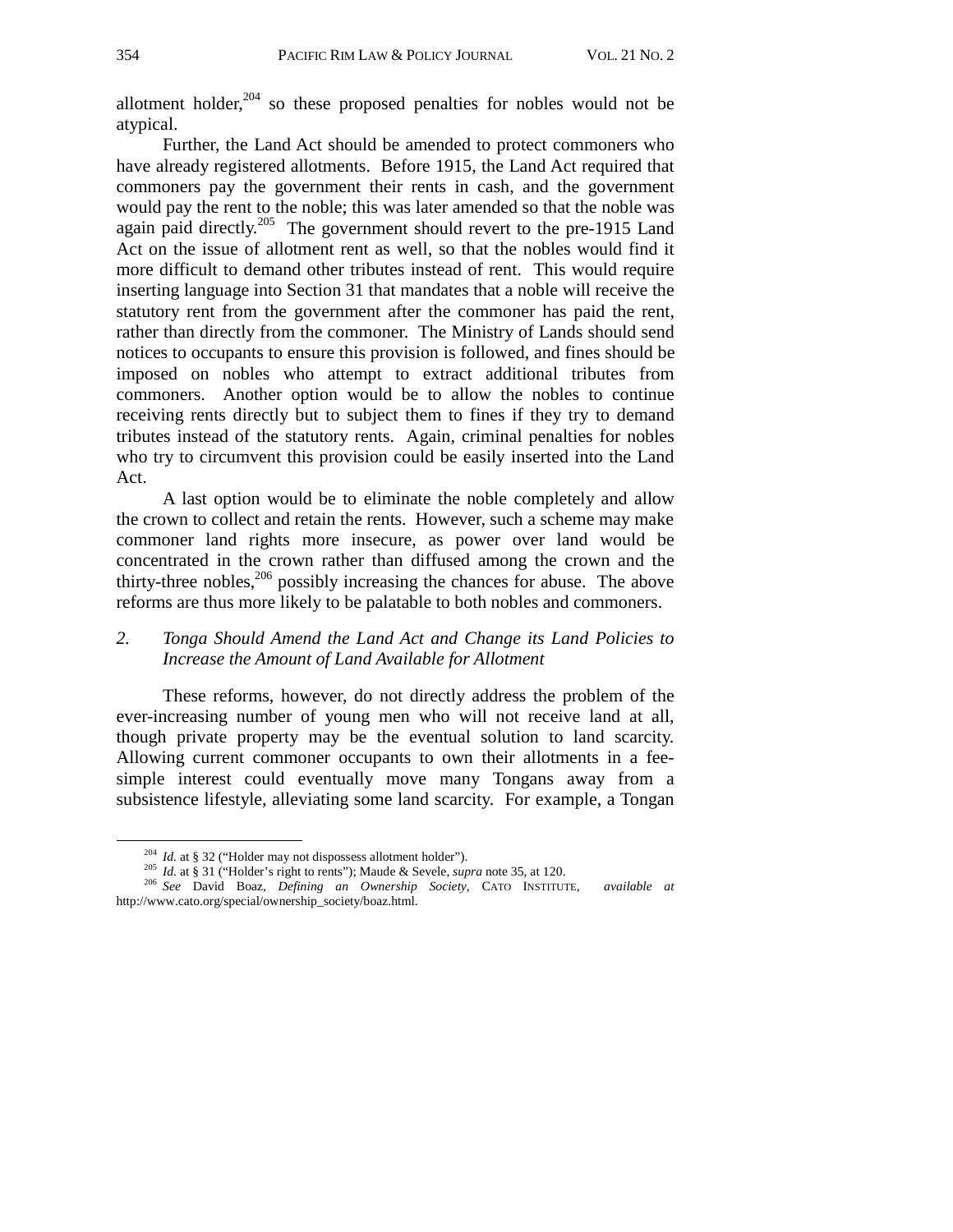allotment holder,[204] so these proposed penalties for nobles would not be atypical.

Further, the Land Act should be amended to protect commoners who have already registered allotments. Before 1915, the Land Act required that commoners pay the government their rents in cash, and the government would pay the rent to the noble; this was later amended so that the noble was again paid directly.[205] The government should revert to the pre-1915 Land Act on the issue of allotment rent as well, so that the nobles would find it more difficult to demand other tributes instead of rent. This would require inserting language into Section 31 that mandates that a noble will receive the statutory rent from the government after the commoner has paid the rent, rather than directly from the commoner. The Ministry of Lands should send notices to occupants to ensure this provision is followed, and fines should be imposed on nobles who attempt to extract additional tributes from commoners. Another option would be to allow the nobles to continue receiving rents directly but to subject them to fines if they try to demand tributes instead of the statutory rents. Again, criminal penalties for nobles who try to circumvent this provision could be easily inserted into the Land Act.

A last option would be to eliminate the noble completely and allow the crown to collect and retain the rents. However, such a scheme may make commoner land rights more insecure, as power over land would be concentrated in the crown rather than diffused among the crown and the thirty-three nobles,[206] possibly increasing the chances for abuse. The above reforms are thus more likely to be palatable to both nobles and commoners.

### *2. Tonga Should Amend the Land Act and Change its Land Policies to Increase the Amount of Land Available for Allotment*

These reforms, however, do not directly address the problem of the ever-increasing number of young men who will not receive land at all, though private property may be the eventual solution to land scarcity. Allowing current commoner occupants to own their allotments in a fee-simple interest could eventually move many Tongans away from a subsistence lifestyle, alleviating some land scarcity. For example, a Tongan

---

[204] *Id.* at § 32 ("Holder may not dispossess allotment holder").

[205] *Id.* at § 31 ("Holder's right to rents"); Maude & Sevele, *supra* note 35, at 120.

[206] *See* David Boaz, *Defining an Ownership Society*, CATO INSTITUTE, *available at* http://www.cato.org/special/ownership_society/boaz.html.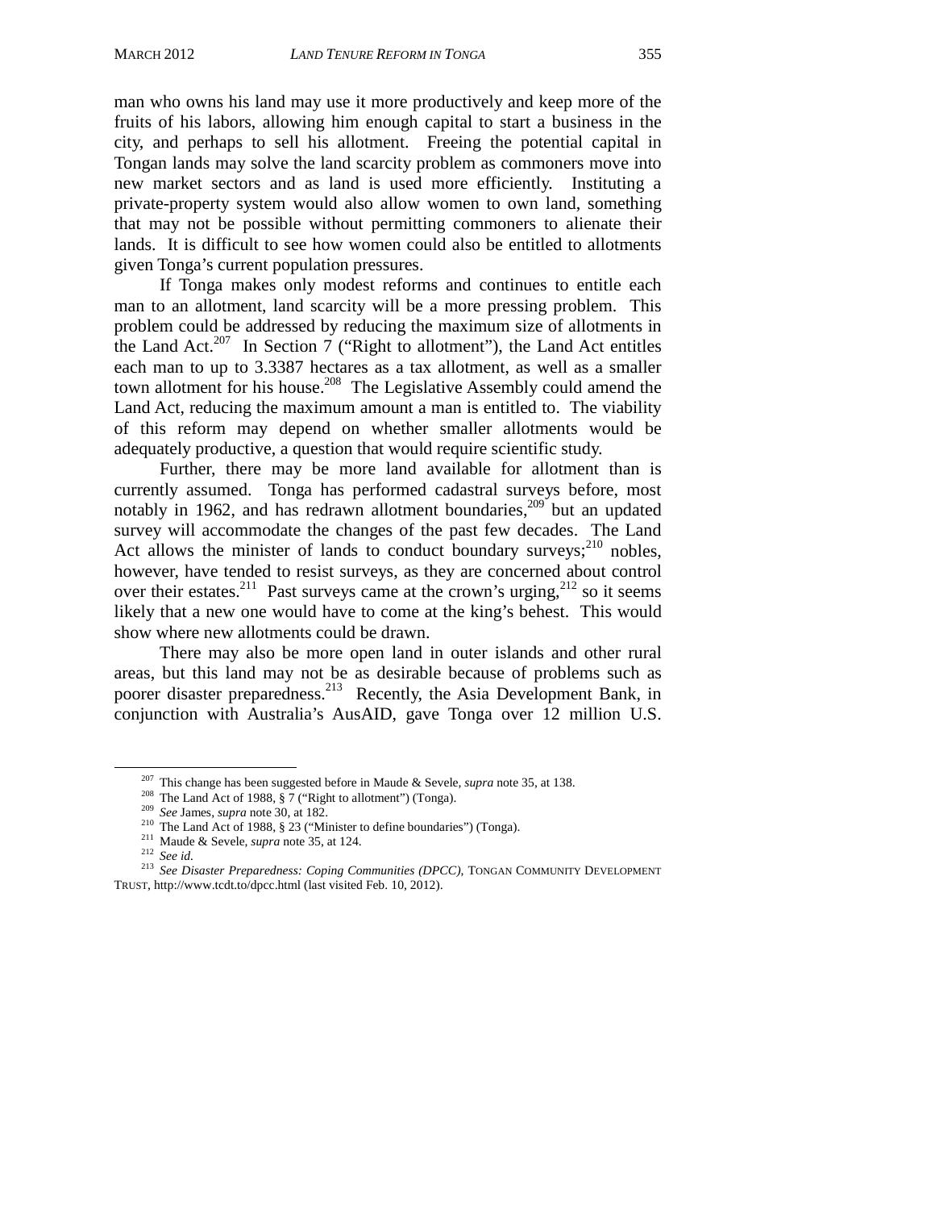man who owns his land may use it more productively and keep more of the fruits of his labors, allowing him enough capital to start a business in the city, and perhaps to sell his allotment. Freeing the potential capital in Tongan lands may solve the land scarcity problem as commoners move into new market sectors and as land is used more efficiently. Instituting a private-property system would also allow women to own land, something that may not be possible without permitting commoners to alienate their lands. It is difficult to see how women could also be entitled to allotments given Tonga's current population pressures.

If Tonga makes only modest reforms and continues to entitle each man to an allotment, land scarcity will be a more pressing problem. This problem could be addressed by reducing the maximum size of allotments in the Land Act.[207] In Section 7 ("Right to allotment"), the Land Act entitles each man to up to 3.3387 hectares as a tax allotment, as well as a smaller town allotment for his house.[208] The Legislative Assembly could amend the Land Act, reducing the maximum amount a man is entitled to. The viability of this reform may depend on whether smaller allotments would be adequately productive, a question that would require scientific study.

Further, there may be more land available for allotment than is currently assumed. Tonga has performed cadastral surveys before, most notably in 1962, and has redrawn allotment boundaries,[209] but an updated survey will accommodate the changes of the past few decades. The Land Act allows the minister of lands to conduct boundary surveys;[210] nobles, however, have tended to resist surveys, as they are concerned about control over their estates.[211] Past surveys came at the crown's urging,[212] so it seems likely that a new one would have to come at the king's behest. This would show where new allotments could be drawn.

There may also be more open land in outer islands and other rural areas, but this land may not be as desirable because of problems such as poorer disaster preparedness.[213] Recently, the Asia Development Bank, in conjunction with Australia's AusAID, gave Tonga over 12 million U.S.

---

[207] This change has been suggested before in Maude & Sevele, *supra* note 35, at 138.

[208] The Land Act of 1988, § 7 ("Right to allotment") (Tonga).

[209] *See* James, *supra* note 30, at 182.

[210] The Land Act of 1988, § 23 ("Minister to define boundaries") (Tonga).

[211] Maude & Sevele, *supra* note 35, at 124.

[212] *See id.*

[213] *See Disaster Preparedness: Coping Communities (DPCC)*, TONGAN COMMUNITY DEVELOPMENT TRUST, http://www.tcdt.to/dpcc.html (last visited Feb. 10, 2012).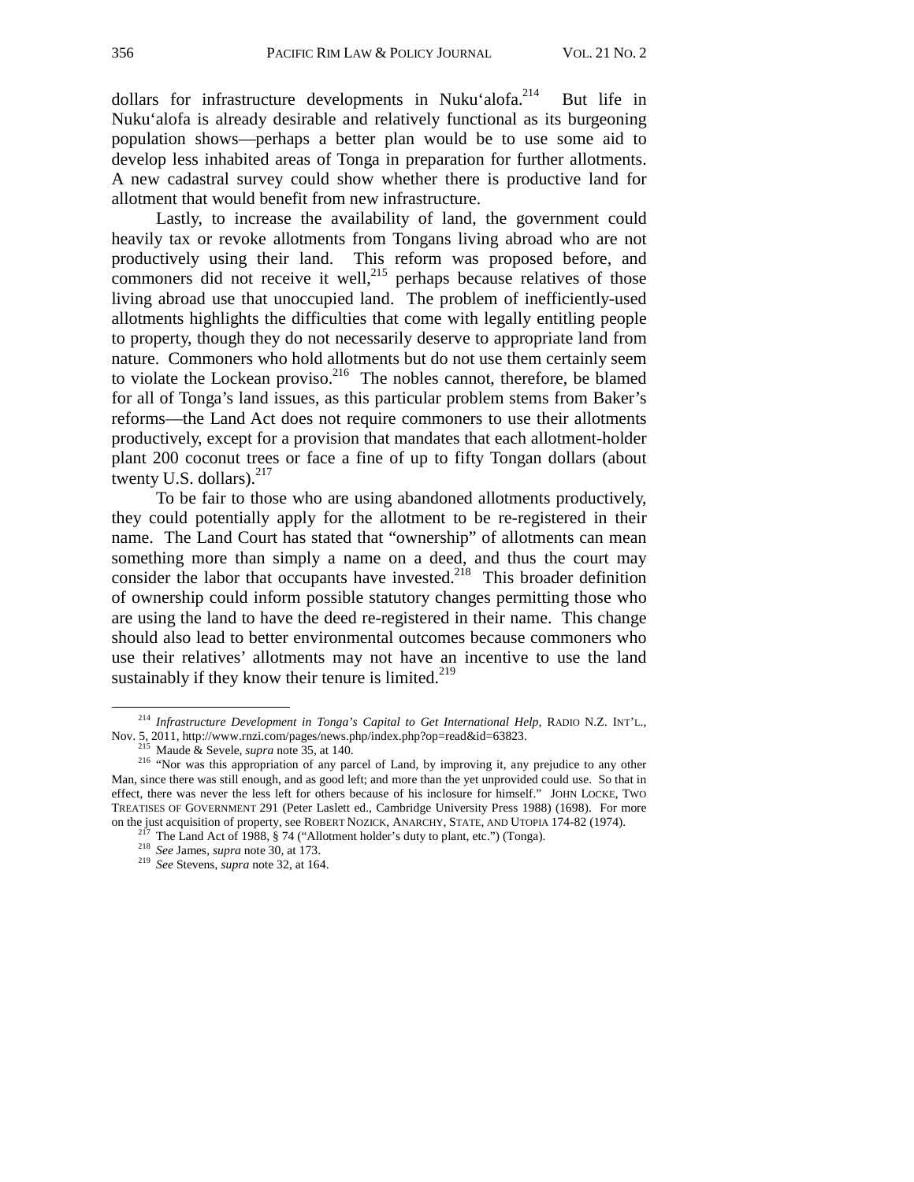dollars for infrastructure developments in Nuku'alofa.[214] But life in Nuku'alofa is already desirable and relatively functional as its burgeoning population shows—perhaps a better plan would be to use some aid to develop less inhabited areas of Tonga in preparation for further allotments. A new cadastral survey could show whether there is productive land for allotment that would benefit from new infrastructure.

Lastly, to increase the availability of land, the government could heavily tax or revoke allotments from Tongans living abroad who are not productively using their land. This reform was proposed before, and commoners did not receive it well,[215] perhaps because relatives of those living abroad use that unoccupied land. The problem of inefficiently-used allotments highlights the difficulties that come with legally entitling people to property, though they do not necessarily deserve to appropriate land from nature. Commoners who hold allotments but do not use them certainly seem to violate the Lockean proviso.[216] The nobles cannot, therefore, be blamed for all of Tonga's land issues, as this particular problem stems from Baker's reforms—the Land Act does not require commoners to use their allotments productively, except for a provision that mandates that each allotment-holder plant 200 coconut trees or face a fine of up to fifty Tongan dollars (about twenty U.S. dollars).[217]

To be fair to those who are using abandoned allotments productively, they could potentially apply for the allotment to be re-registered in their name. The Land Court has stated that "ownership" of allotments can mean something more than simply a name on a deed, and thus the court may consider the labor that occupants have invested.[218] This broader definition of ownership could inform possible statutory changes permitting those who are using the land to have the deed re-registered in their name. This change should also lead to better environmental outcomes because commoners who use their relatives' allotments may not have an incentive to use the land sustainably if they know their tenure is limited.[219]

---

[214] *Infrastructure Development in Tonga's Capital to Get International Help*, RADIO N.Z. INT'L., Nov. 5, 2011, http://www.rnzi.com/pages/news.php/index.php?op=read&id=63823.

[215] Maude & Sevele, *supra* note 35, at 140.

[216] "Nor was this appropriation of any parcel of Land, by improving it, any prejudice to any other Man, since there was still enough, and as good left; and more than the yet unprovided could use. So that in effect, there was never the less left for others because of his inclosure for himself." JOHN LOCKE, TWO TREATISES OF GOVERNMENT 291 (Peter Laslett ed., Cambridge University Press 1988) (1698). For more on the just acquisition of property, see ROBERT NOZICK, ANARCHY, STATE, AND UTOPIA 174-82 (1974).

[217] The Land Act of 1988, § 74 ("Allotment holder's duty to plant, etc.") (Tonga).

[218] *See* James, *supra* note 30, at 173.

[219] *See* Stevens, *supra* note 32, at 164.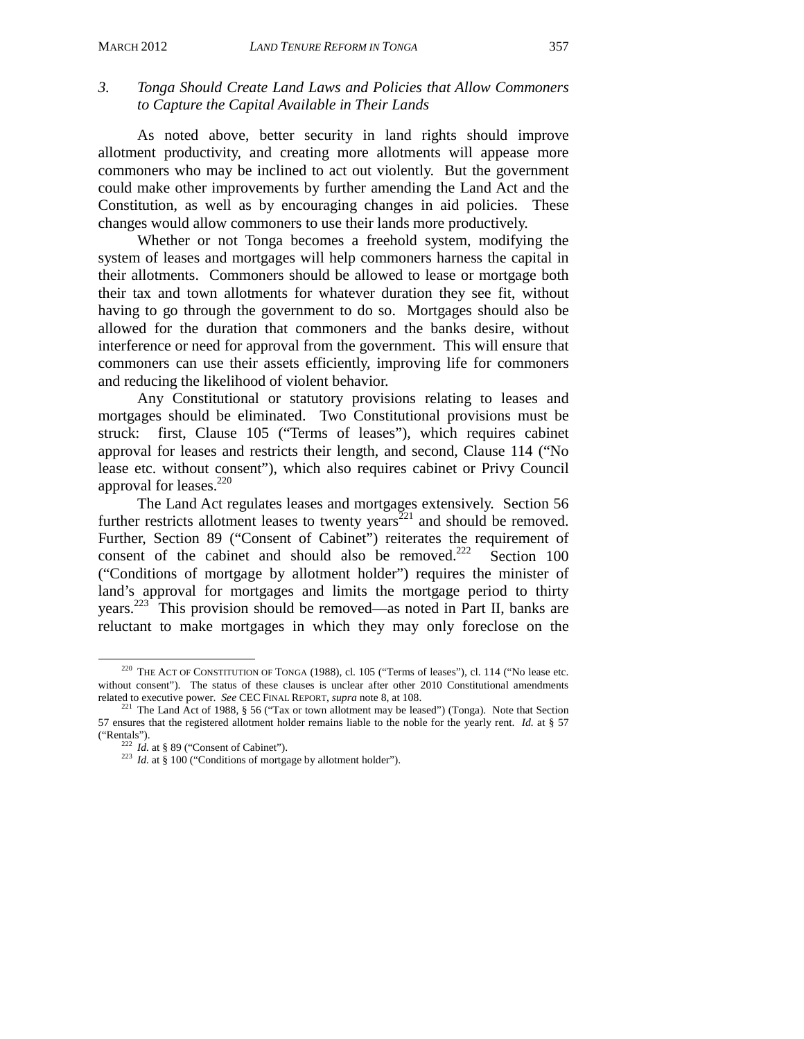### 3. *Tonga Should Create Land Laws and Policies that Allow Commoners to Capture the Capital Available in Their Lands*

As noted above, better security in land rights should improve allotment productivity, and creating more allotments will appease more commoners who may be inclined to act out violently. But the government could make other improvements by further amending the Land Act and the Constitution, as well as by encouraging changes in aid policies. These changes would allow commoners to use their lands more productively.

Whether or not Tonga becomes a freehold system, modifying the system of leases and mortgages will help commoners harness the capital in their allotments. Commoners should be allowed to lease or mortgage both their tax and town allotments for whatever duration they see fit, without having to go through the government to do so. Mortgages should also be allowed for the duration that commoners and the banks desire, without interference or need for approval from the government. This will ensure that commoners can use their assets efficiently, improving life for commoners and reducing the likelihood of violent behavior.

Any Constitutional or statutory provisions relating to leases and mortgages should be eliminated. Two Constitutional provisions must be struck: first, Clause 105 ("Terms of leases"), which requires cabinet approval for leases and restricts their length, and second, Clause 114 ("No lease etc. without consent"), which also requires cabinet or Privy Council approval for leases.[220]

The Land Act regulates leases and mortgages extensively. Section 56 further restricts allotment leases to twenty years[221] and should be removed. Further, Section 89 ("Consent of Cabinet") reiterates the requirement of consent of the cabinet and should also be removed.[222] Section 100 ("Conditions of mortgage by allotment holder") requires the minister of land's approval for mortgages and limits the mortgage period to thirty years.[223] This provision should be removed—as noted in Part II, banks are reluctant to make mortgages in which they may only foreclose on the

---

[220] THE ACT OF CONSTITUTION OF TONGA (1988), cl. 105 ("Terms of leases"), cl. 114 ("No lease etc. without consent"). The status of these clauses is unclear after other 2010 Constitutional amendments related to executive power. *See* CEC FINAL REPORT, *supra* note 8, at 108.

[221] The Land Act of 1988, § 56 ("Tax or town allotment may be leased") (Tonga). Note that Section 57 ensures that the registered allotment holder remains liable to the noble for the yearly rent. *Id.* at § 57 ("Rentals").

[222] *Id.* at § 89 ("Consent of Cabinet").

[223] *Id.* at § 100 ("Conditions of mortgage by allotment holder").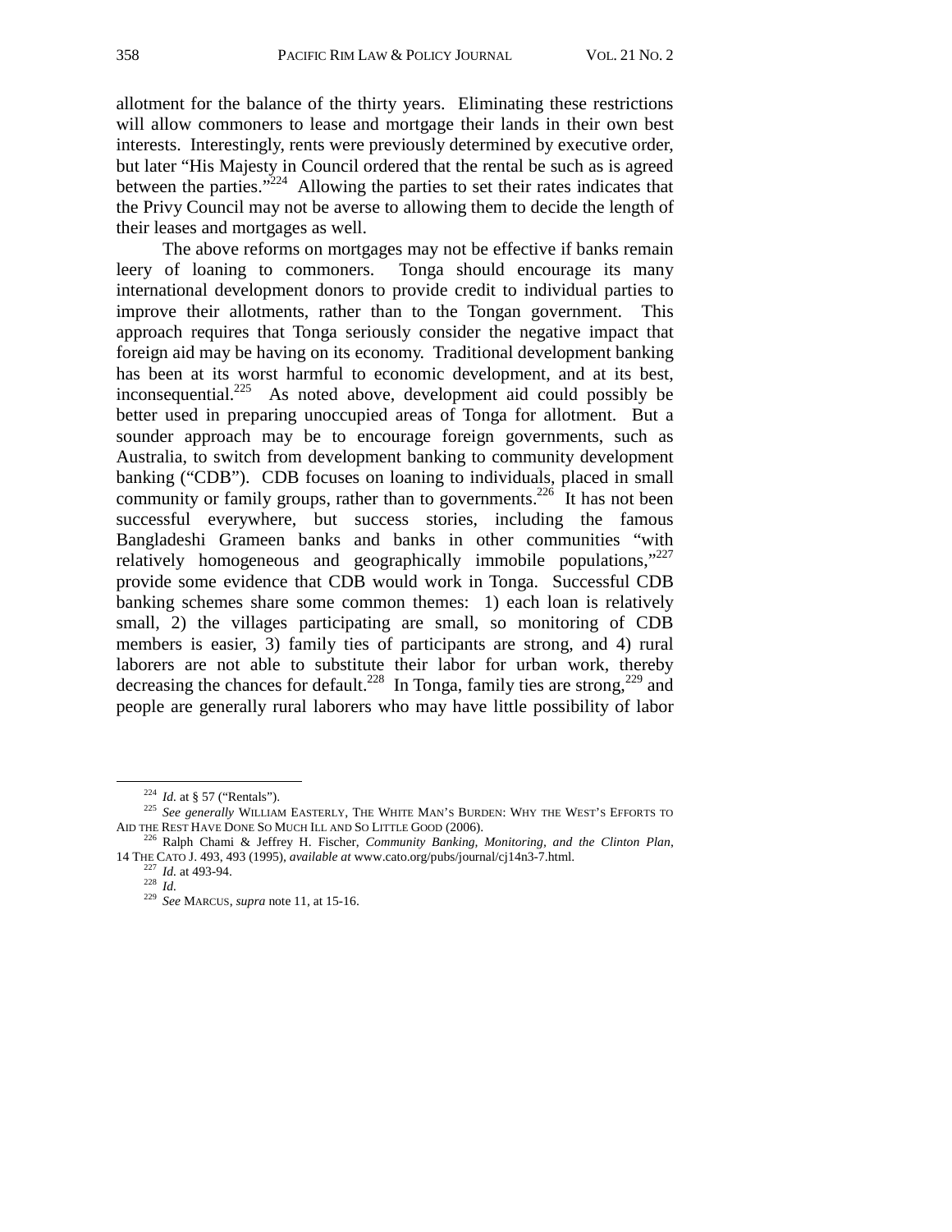allotment for the balance of the thirty years. Eliminating these restrictions will allow commoners to lease and mortgage their lands in their own best interests. Interestingly, rents were previously determined by executive order, but later "His Majesty in Council ordered that the rental be such as is agreed between the parties."[224] Allowing the parties to set their rates indicates that the Privy Council may not be averse to allowing them to decide the length of their leases and mortgages as well.

The above reforms on mortgages may not be effective if banks remain leery of loaning to commoners. Tonga should encourage its many international development donors to provide credit to individual parties to improve their allotments, rather than to the Tongan government. This approach requires that Tonga seriously consider the negative impact that foreign aid may be having on its economy. Traditional development banking has been at its worst harmful to economic development, and at its best, inconsequential.[225] As noted above, development aid could possibly be better used in preparing unoccupied areas of Tonga for allotment. But a sounder approach may be to encourage foreign governments, such as Australia, to switch from development banking to community development banking ("CDB"). CDB focuses on loaning to individuals, placed in small community or family groups, rather than to governments.[226] It has not been successful everywhere, but success stories, including the famous Bangladeshi Grameen banks and banks in other communities "with relatively homogeneous and geographically immobile populations,"[227] provide some evidence that CDB would work in Tonga. Successful CDB banking schemes share some common themes: 1) each loan is relatively small, 2) the villages participating are small, so monitoring of CDB members is easier, 3) family ties of participants are strong, and 4) rural laborers are not able to substitute their labor for urban work, thereby decreasing the chances for default.[228] In Tonga, family ties are strong,[229] and people are generally rural laborers who may have little possibility of labor

---

[224] *Id.* at § 57 ("Rentals").

[225] *See generally* WILLIAM EASTERLY, THE WHITE MAN'S BURDEN: WHY THE WEST'S EFFORTS TO AID THE REST HAVE DONE SO MUCH ILL AND SO LITTLE GOOD (2006).

[226] Ralph Chami & Jeffrey H. Fischer, *Community Banking, Monitoring, and the Clinton Plan*, 14 THE CATO J. 493, 493 (1995), *available at* www.cato.org/pubs/journal/cj14n3-7.html.

[227] *Id.* at 493-94.

[228] *Id.*

[229] *See* MARCUS, *supra* note 11, at 15-16.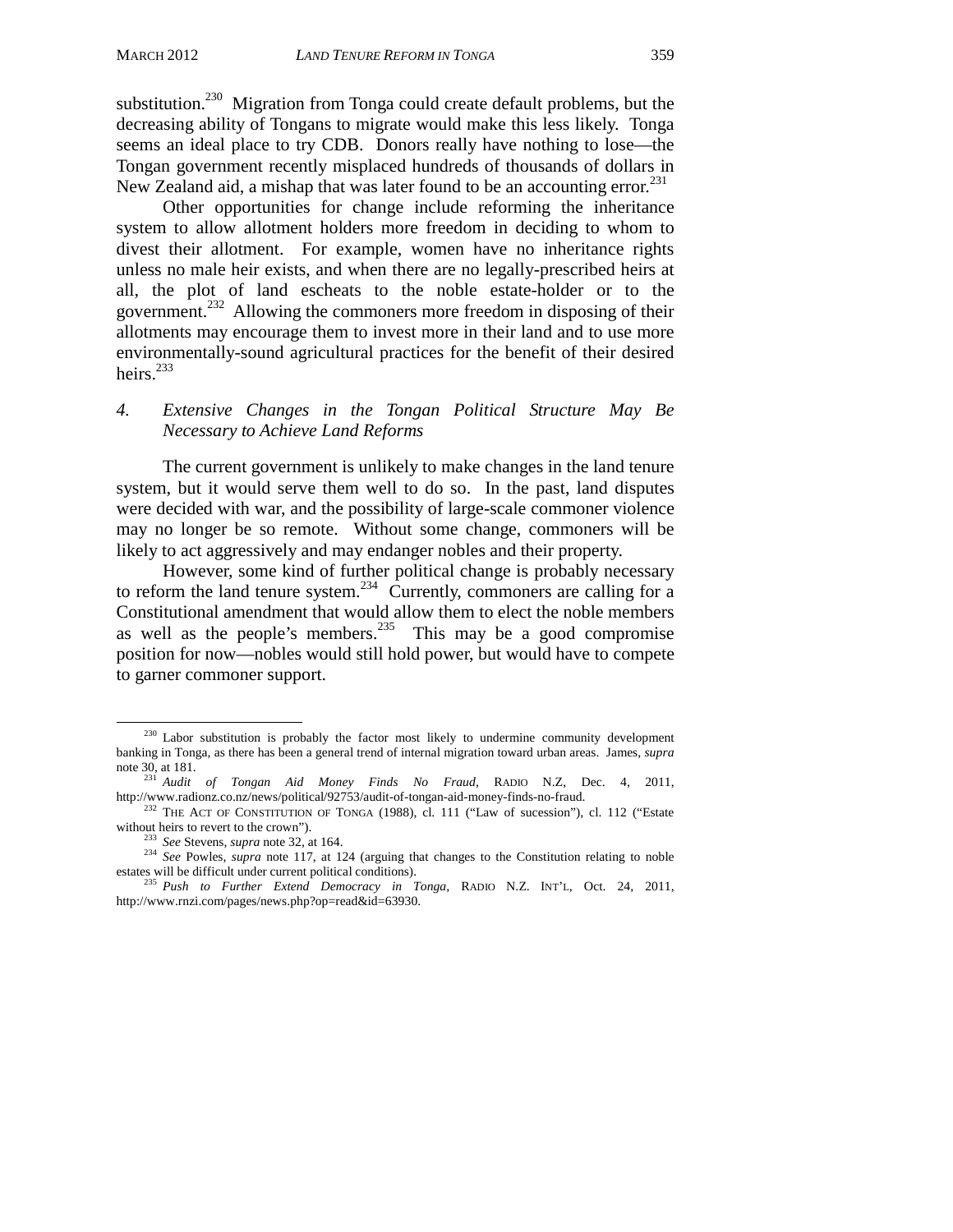substitution.[230] Migration from Tonga could create default problems, but the decreasing ability of Tongans to migrate would make this less likely. Tonga seems an ideal place to try CDB. Donors really have nothing to lose—the Tongan government recently misplaced hundreds of thousands of dollars in New Zealand aid, a mishap that was later found to be an accounting error.[231]

Other opportunities for change include reforming the inheritance system to allow allotment holders more freedom in deciding to whom to divest their allotment. For example, women have no inheritance rights unless no male heir exists, and when there are no legally-prescribed heirs at all, the plot of land escheats to the noble estate-holder or to the government.[232] Allowing the commoners more freedom in disposing of their allotments may encourage them to invest more in their land and to use more environmentally-sound agricultural practices for the benefit of their desired heirs.[233]

### 4. *Extensive Changes in the Tongan Political Structure May Be Necessary to Achieve Land Reforms*

The current government is unlikely to make changes in the land tenure system, but it would serve them well to do so. In the past, land disputes were decided with war, and the possibility of large-scale commoner violence may no longer be so remote. Without some change, commoners will be likely to act aggressively and may endanger nobles and their property.

However, some kind of further political change is probably necessary to reform the land tenure system.[234] Currently, commoners are calling for a Constitutional amendment that would allow them to elect the noble members as well as the people's members.[235] This may be a good compromise position for now—nobles would still hold power, but would have to compete to garner commoner support.

---

[230] Labor substitution is probably the factor most likely to undermine community development banking in Tonga, as there has been a general trend of internal migration toward urban areas. James, *supra* note 30, at 181.

[231] *Audit of Tongan Aid Money Finds No Fraud*, RADIO N.Z, Dec. 4, 2011, http://www.radionz.co.nz/news/political/92753/audit-of-tongan-aid-money-finds-no-fraud.

[232] THE ACT OF CONSTITUTION OF TONGA (1988), cl. 111 ("Law of sucession"), cl. 112 ("Estate without heirs to revert to the crown").

[233] *See* Stevens, *supra* note 32, at 164.

[234] *See* Powles, *supra* note 117, at 124 (arguing that changes to the Constitution relating to noble estates will be difficult under current political conditions).

[235] *Push to Further Extend Democracy in Tonga*, RADIO N.Z. INT'L, Oct. 24, 2011, http://www.rnzi.com/pages/news.php?op=read&id=63930.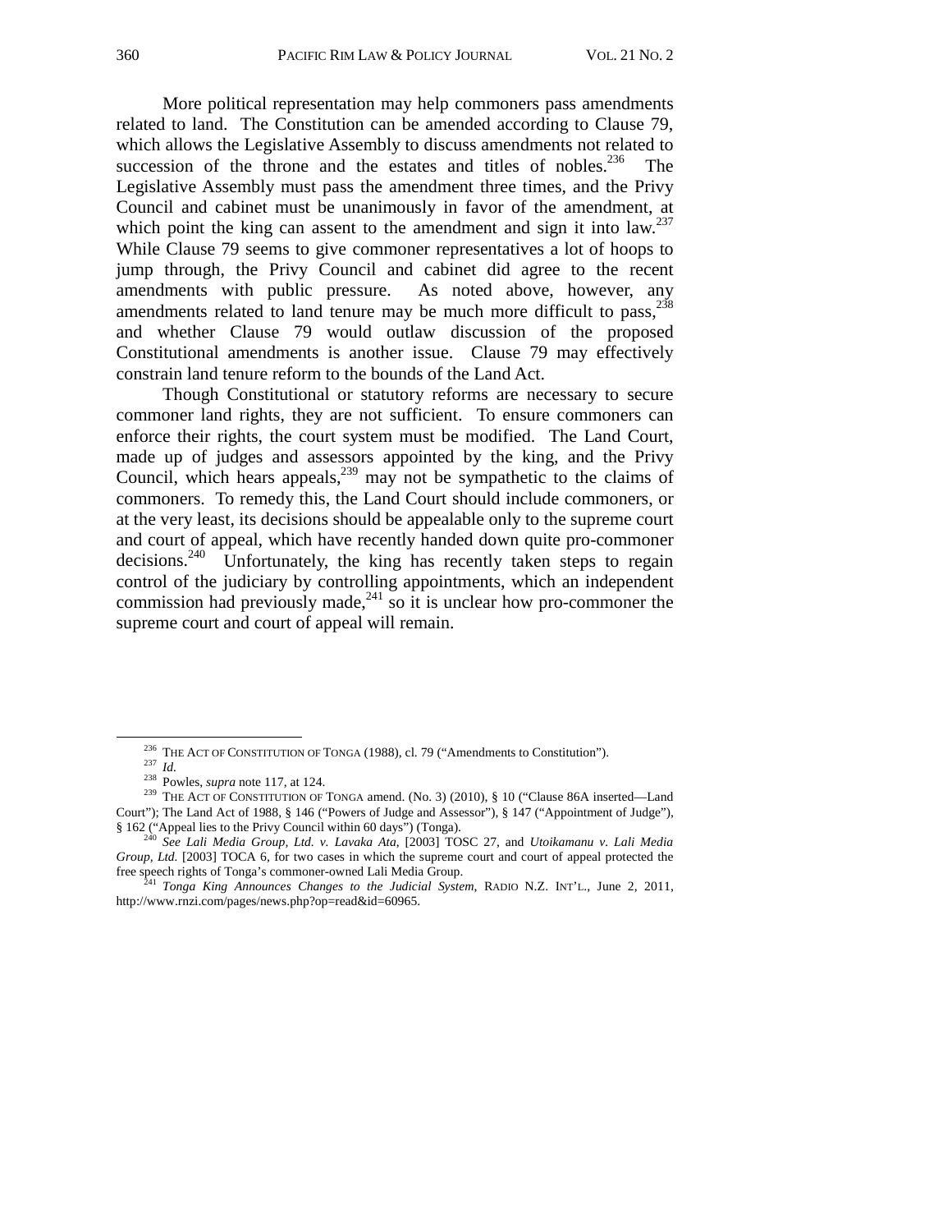More political representation may help commoners pass amendments related to land. The Constitution can be amended according to Clause 79, which allows the Legislative Assembly to discuss amendments not related to succession of the throne and the estates and titles of nobles.[236] The Legislative Assembly must pass the amendment three times, and the Privy Council and cabinet must be unanimously in favor of the amendment, at which point the king can assent to the amendment and sign it into law.[237] While Clause 79 seems to give commoner representatives a lot of hoops to jump through, the Privy Council and cabinet did agree to the recent amendments with public pressure. As noted above, however, any amendments related to land tenure may be much more difficult to pass,[238] and whether Clause 79 would outlaw discussion of the proposed Constitutional amendments is another issue. Clause 79 may effectively constrain land tenure reform to the bounds of the Land Act.

Though Constitutional or statutory reforms are necessary to secure commoner land rights, they are not sufficient. To ensure commoners can enforce their rights, the court system must be modified. The Land Court, made up of judges and assessors appointed by the king, and the Privy Council, which hears appeals,[239] may not be sympathetic to the claims of commoners. To remedy this, the Land Court should include commoners, or at the very least, its decisions should be appealable only to the supreme court and court of appeal, which have recently handed down quite pro-commoner decisions.[240] Unfortunately, the king has recently taken steps to regain control of the judiciary by controlling appointments, which an independent commission had previously made,[241] so it is unclear how pro-commoner the supreme court and court of appeal will remain.

---

[236] THE ACT OF CONSTITUTION OF TONGA (1988), cl. 79 ("Amendments to Constitution").

[237] *Id.*

[238] Powles, *supra* note 117, at 124.

[239] THE ACT OF CONSTITUTION OF TONGA amend. (No. 3) (2010), § 10 ("Clause 86A inserted—Land Court"); The Land Act of 1988, § 146 ("Powers of Judge and Assessor"), § 147 ("Appointment of Judge"), § 162 ("Appeal lies to the Privy Council within 60 days") (Tonga).

[240] *See Lali Media Group, Ltd. v. Lavaka Ata*, [2003] TOSC 27, and *Utoikamanu v. Lali Media Group, Ltd.* [2003] TOCA 6, for two cases in which the supreme court and court of appeal protected the free speech rights of Tonga's commoner-owned Lali Media Group.

[241] *Tonga King Announces Changes to the Judicial System*, RADIO N.Z. INT'L., June 2, 2011, http://www.rnzi.com/pages/news.php?op=read&id=60965.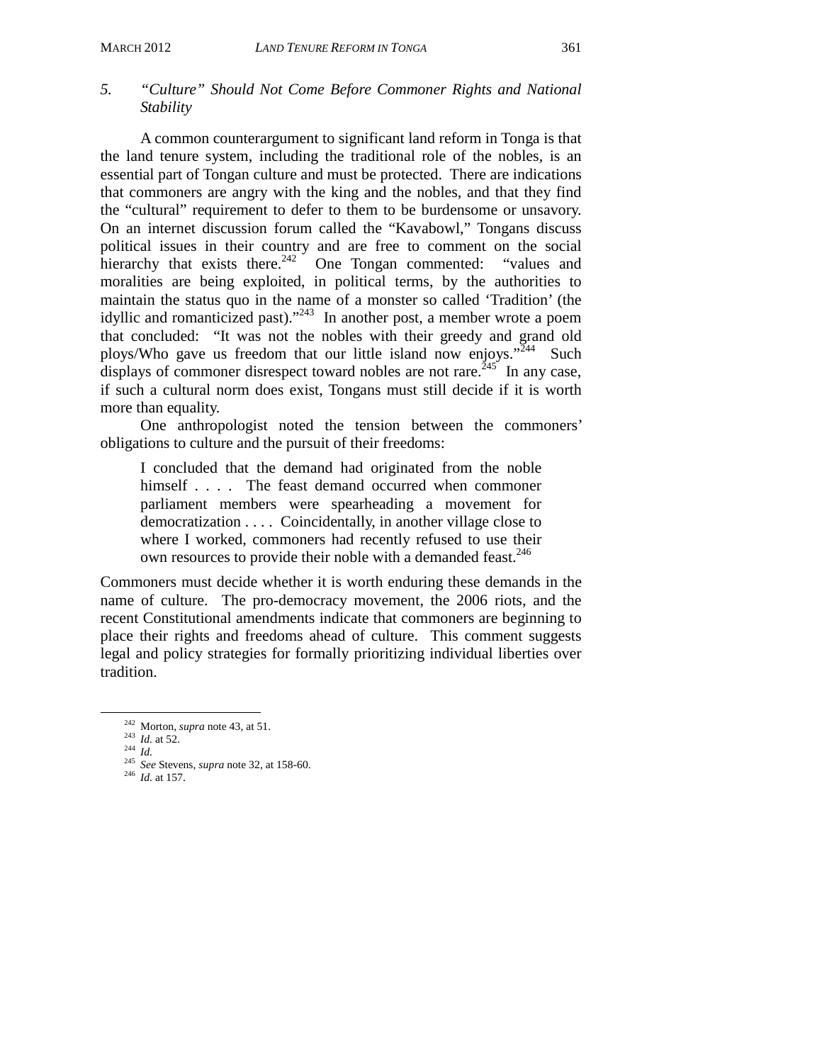### 5. *"Culture" Should Not Come Before Commoner Rights and National Stability*

A common counterargument to significant land reform in Tonga is that the land tenure system, including the traditional role of the nobles, is an essential part of Tongan culture and must be protected. There are indications that commoners are angry with the king and the nobles, and that they find the "cultural" requirement to defer to them to be burdensome or unsavory. On an internet discussion forum called the "Kavabowl," Tongans discuss political issues in their country and are free to comment on the social hierarchy that exists there.[242] One Tongan commented: "values and moralities are being exploited, in political terms, by the authorities to maintain the status quo in the name of a monster so called 'Tradition' (the idyllic and romanticized past)."[243] In another post, a member wrote a poem that concluded: "It was not the nobles with their greedy and grand old ploys/Who gave us freedom that our little island now enjoys."[244] Such displays of commoner disrespect toward nobles are not rare.[245] In any case, if such a cultural norm does exist, Tongans must still decide if it is worth more than equality.

One anthropologist noted the tension between the commoners' obligations to culture and the pursuit of their freedoms:

> I concluded that the demand had originated from the noble himself . . . . The feast demand occurred when commoner parliament members were spearheading a movement for democratization . . . . Coincidentally, in another village close to where I worked, commoners had recently refused to use their own resources to provide their noble with a demanded feast.[246]

Commoners must decide whether it is worth enduring these demands in the name of culture. The pro-democracy movement, the 2006 riots, and the recent Constitutional amendments indicate that commoners are beginning to place their rights and freedoms ahead of culture. This comment suggests legal and policy strategies for formally prioritizing individual liberties over tradition.

---

[242] Morton, *supra* note 43, at 51.
[243] *Id.* at 52.
[244] *Id.*
[245] *See* Stevens, *supra* note 32, at 158-60.
[246] *Id.* at 157.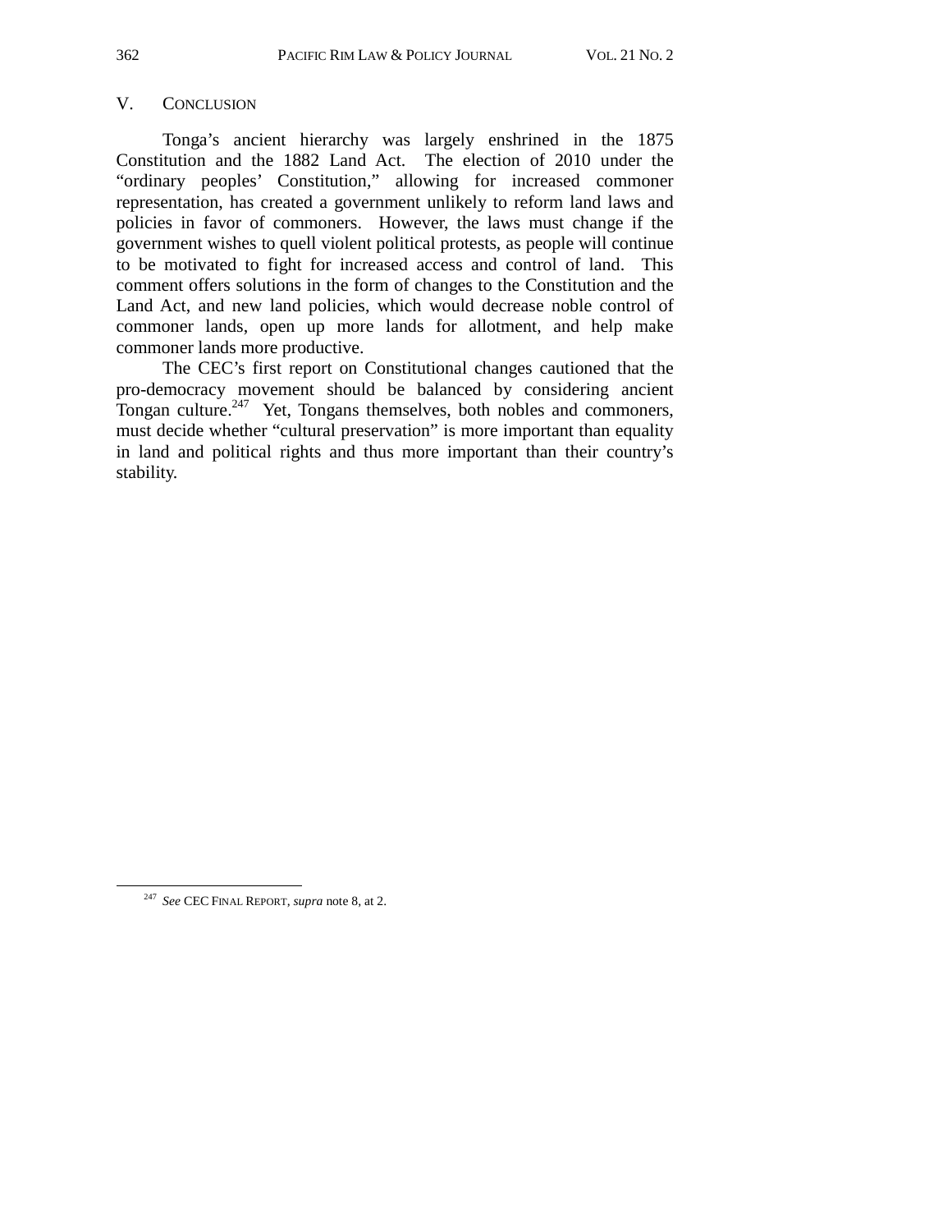## V. CONCLUSION

Tonga's ancient hierarchy was largely enshrined in the 1875 Constitution and the 1882 Land Act. The election of 2010 under the "ordinary peoples' Constitution," allowing for increased commoner representation, has created a government unlikely to reform land laws and policies in favor of commoners. However, the laws must change if the government wishes to quell violent political protests, as people will continue to be motivated to fight for increased access and control of land. This comment offers solutions in the form of changes to the Constitution and the Land Act, and new land policies, which would decrease noble control of commoner lands, open up more lands for allotment, and help make commoner lands more productive.

The CEC's first report on Constitutional changes cautioned that the pro-democracy movement should be balanced by considering ancient Tongan culture.[247] Yet, Tongans themselves, both nobles and commoners, must decide whether "cultural preservation" is more important than equality in land and political rights and thus more important than their country's stability.

---

[247] *See* CEC FINAL REPORT, *supra* note 8, at 2.